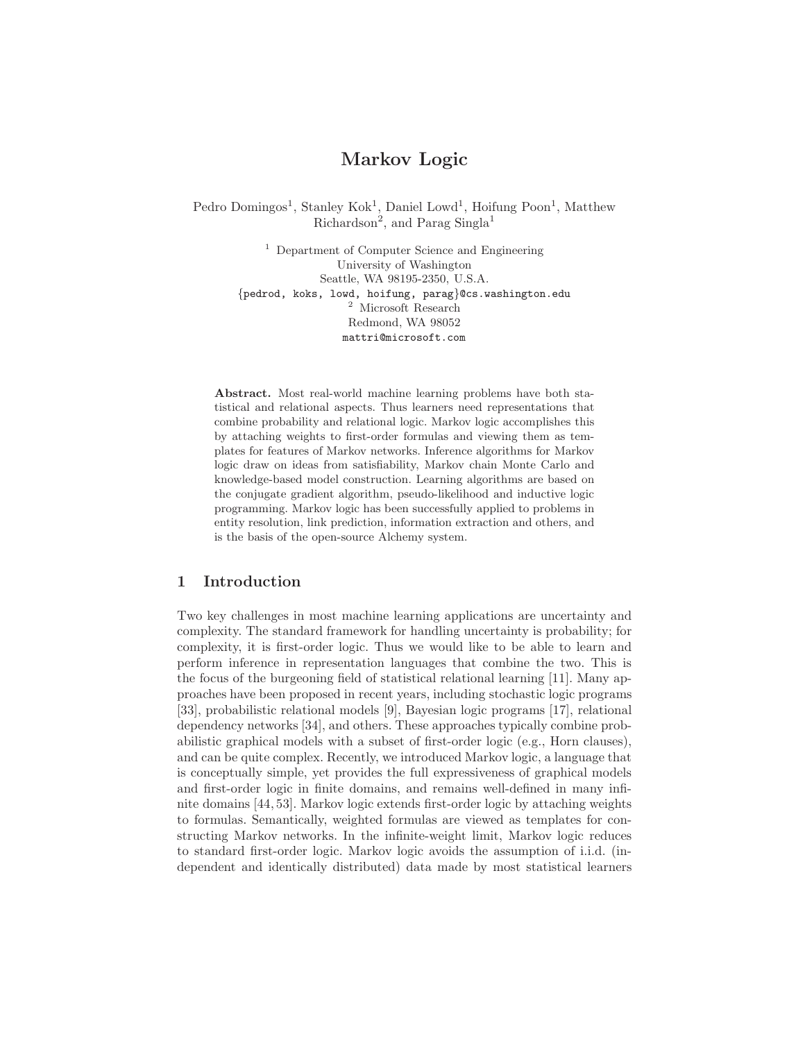# Markov Logic

Pedro Domingos[1], Stanley Kok[1], Daniel Lowd[1], Hoifung Poon[1], Matthew Richardson[2], and Parag Singla[1]

[1] Department of Computer Science and Engineering
University of Washington
Seattle, WA 98195-2350, U.S.A.
{pedrod, koks, lowd, hoifung, parag}@cs.washington.edu
[2] Microsoft Research
Redmond, WA 98052
mattri@microsoft.com

**Abstract.** Most real-world machine learning problems have both statistical and relational aspects. Thus learners need representations that combine probability and relational logic. Markov logic accomplishes this by attaching weights to first-order formulas and viewing them as templates for features of Markov networks. Inference algorithms for Markov logic draw on ideas from satisfiability, Markov chain Monte Carlo and knowledge-based model construction. Learning algorithms are based on the conjugate gradient algorithm, pseudo-likelihood and inductive logic programming. Markov logic has been successfully applied to problems in entity resolution, link prediction, information extraction and others, and is the basis of the open-source Alchemy system.

## 1 Introduction

Two key challenges in most machine learning applications are uncertainty and complexity. The standard framework for handling uncertainty is probability; for complexity, it is first-order logic. Thus we would like to be able to learn and perform inference in representation languages that combine the two. This is the focus of the burgeoning field of statistical relational learning [11]. Many approaches have been proposed in recent years, including stochastic logic programs [33], probabilistic relational models [9], Bayesian logic programs [17], relational dependency networks [34], and others. These approaches typically combine probabilistic graphical models with a subset of first-order logic (e.g., Horn clauses), and can be quite complex. Recently, we introduced Markov logic, a language that is conceptually simple, yet provides the full expressiveness of graphical models and first-order logic in finite domains, and remains well-defined in many infinite domains [44, 53]. Markov logic extends first-order logic by attaching weights to formulas. Semantically, weighted formulas are viewed as templates for constructing Markov networks. In the infinite-weight limit, Markov logic reduces to standard first-order logic. Markov logic avoids the assumption of i.i.d. (independent and identically distributed) data made by most statistical learners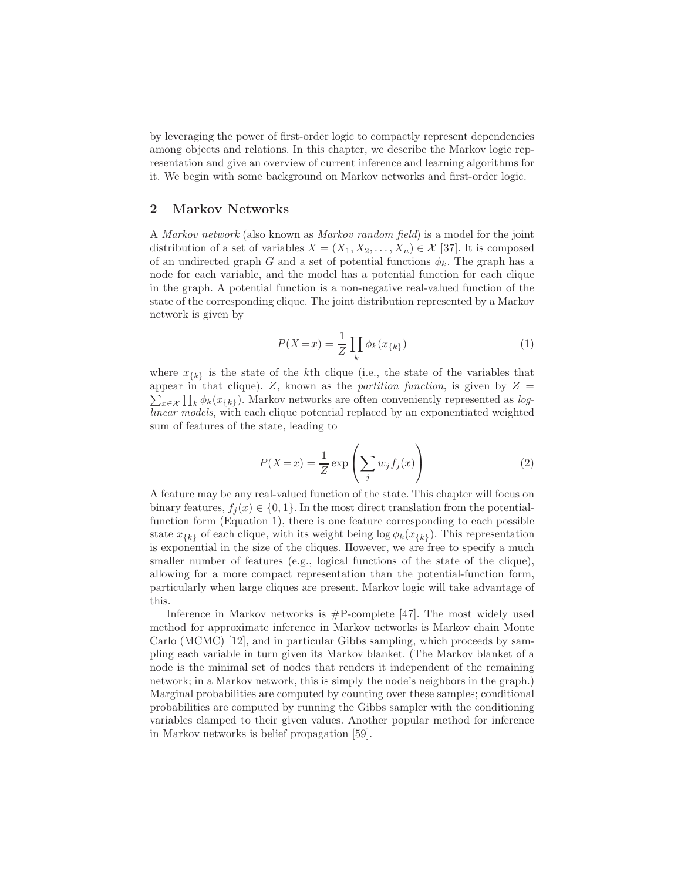by leveraging the power of first-order logic to compactly represent dependencies among objects and relations. In this chapter, we describe the Markov logic representation and give an overview of current inference and learning algorithms for it. We begin with some background on Markov networks and first-order logic.

## 2 Markov Networks

A *Markov network* (also known as *Markov random field*) is a model for the joint distribution of a set of variables $X = (X_1, X_2, \ldots, X_n) \in \mathcal{X}$ [37]. It is composed of an undirected graph $G$ and a set of potential functions $\phi_k$. The graph has a node for each variable, and the model has a potential function for each clique in the graph. A potential function is a non-negative real-valued function of the state of the corresponding clique. The joint distribution represented by a Markov network is given by

$$P(X = x) = \frac{1}{Z} \prod_k \phi_k(x_{\{k\}}) \tag{1}$$

where $x_{\{k\}}$ is the state of the $k$th clique (i.e., the state of the variables that appear in that clique). $Z$, known as the *partition function*, is given by $Z = \sum_{x \in \mathcal{X}} \prod_k \phi_k(x_{\{k\}})$. Markov networks are often conveniently represented as *log-linear models*, with each clique potential replaced by an exponentiated weighted sum of features of the state, leading to

$$P(X = x) = \frac{1}{Z} \exp\left(\sum_j w_j f_j(x)\right) \tag{2}$$

A feature may be any real-valued function of the state. This chapter will focus on binary features, $f_j(x) \in \{0, 1\}$. In the most direct translation from the potential-function form (Equation 1), there is one feature corresponding to each possible state $x_{\{k\}}$ of each clique, with its weight being $\log \phi_k(x_{\{k\}})$. This representation is exponential in the size of the cliques. However, we are free to specify a much smaller number of features (e.g., logical functions of the state of the clique), allowing for a more compact representation than the potential-function form, particularly when large cliques are present. Markov logic will take advantage of this.

Inference in Markov networks is #P-complete [47]. The most widely used method for approximate inference in Markov networks is Markov chain Monte Carlo (MCMC) [12], and in particular Gibbs sampling, which proceeds by sampling each variable in turn given its Markov blanket. (The Markov blanket of a node is the minimal set of nodes that renders it independent of the remaining network; in a Markov network, this is simply the node's neighbors in the graph.) Marginal probabilities are computed by counting over these samples; conditional probabilities are computed by running the Gibbs sampler with the conditioning variables clamped to their given values. Another popular method for inference in Markov networks is belief propagation [59].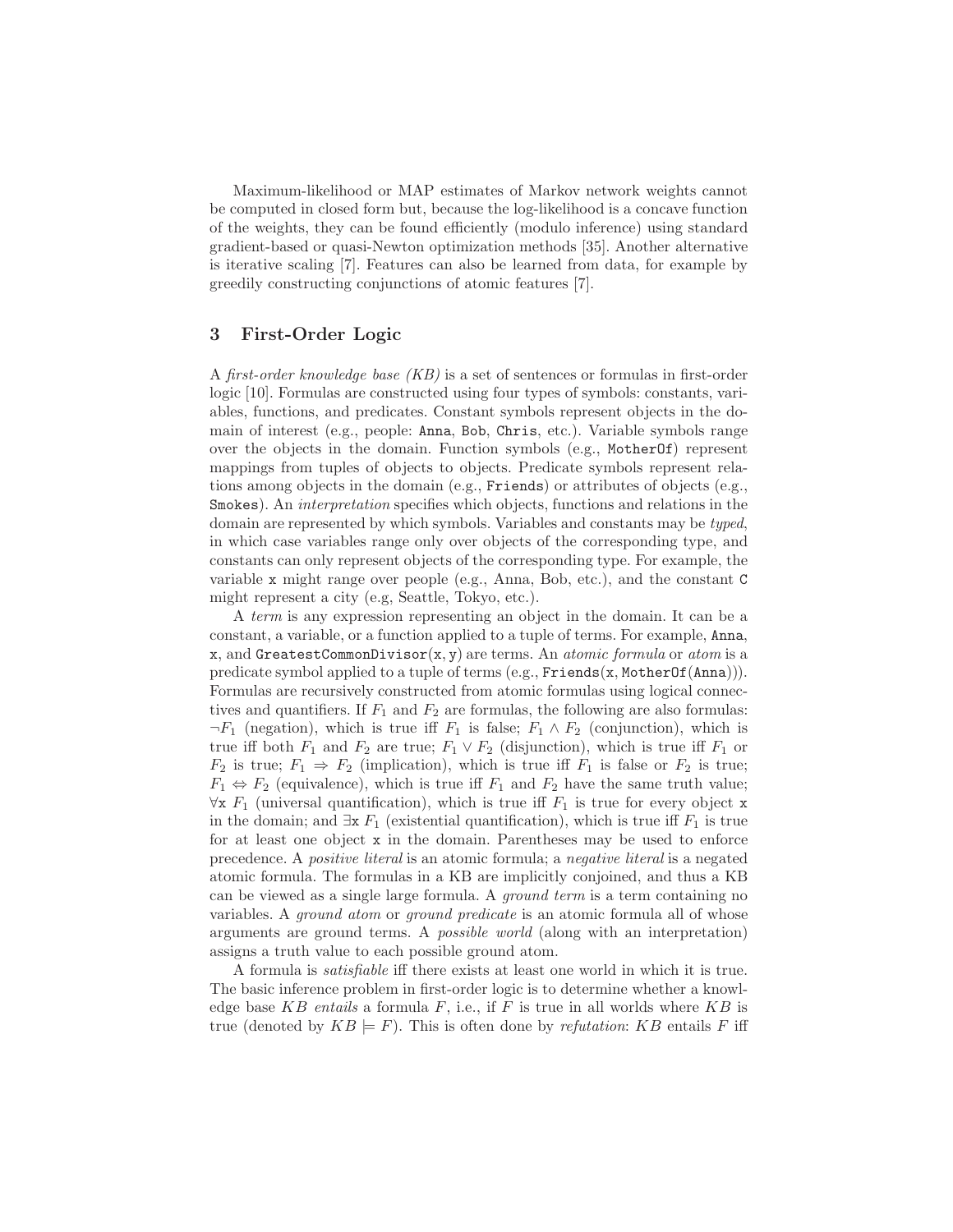Maximum-likelihood or MAP estimates of Markov network weights cannot be computed in closed form but, because the log-likelihood is a concave function of the weights, they can be found efficiently (modulo inference) using standard gradient-based or quasi-Newton optimization methods [35]. Another alternative is iterative scaling [7]. Features can also be learned from data, for example by greedily constructing conjunctions of atomic features [7].

## 3 First-Order Logic

A *first-order knowledge base (KB)* is a set of sentences or formulas in first-order logic [10]. Formulas are constructed using four types of symbols: constants, variables, functions, and predicates. Constant symbols represent objects in the domain of interest (e.g., people: `Anna`, `Bob`, `Chris`, etc.). Variable symbols range over the objects in the domain. Function symbols (e.g., `MotherOf`) represent mappings from tuples of objects to objects. Predicate symbols represent relations among objects in the domain (e.g., `Friends`) or attributes of objects (e.g., `Smokes`). An *interpretation* specifies which objects, functions and relations in the domain are represented by which symbols. Variables and constants may be *typed*, in which case variables range only over objects of the corresponding type, and constants can only represent objects of the corresponding type. For example, the variable `x` might range over people (e.g., Anna, Bob, etc.), and the constant `C` might represent a city (e.g, Seattle, Tokyo, etc.).

A *term* is any expression representing an object in the domain. It can be a constant, a variable, or a function applied to a tuple of terms. For example, `Anna`, `x`, and `GreatestCommonDivisor(x, y)` are terms. An *atomic formula* or *atom* is a predicate symbol applied to a tuple of terms (e.g., `Friends(x, MotherOf(Anna))`). Formulas are recursively constructed from atomic formulas using logical connectives and quantifiers. If $F_1$ and $F_2$ are formulas, the following are also formulas: $\neg F_1$ (negation), which is true iff $F_1$ is false; $F_1 \wedge F_2$ (conjunction), which is true iff both $F_1$ and $F_2$ are true; $F_1 \vee F_2$ (disjunction), which is true iff $F_1$ or $F_2$ is true; $F_1 \Rightarrow F_2$ (implication), which is true iff $F_1$ is false or $F_2$ is true; $F_1 \Leftrightarrow F_2$ (equivalence), which is true iff $F_1$ and $F_2$ have the same truth value; $\forall \mathtt{x}\ F_1$ (universal quantification), which is true iff $F_1$ is true for every object `x` in the domain; and $\exists \mathtt{x}\ F_1$ (existential quantification), which is true iff $F_1$ is true for at least one object `x` in the domain. Parentheses may be used to enforce precedence. A *positive literal* is an atomic formula; a *negative literal* is a negated atomic formula. The formulas in a KB are implicitly conjoined, and thus a KB can be viewed as a single large formula. A *ground term* is a term containing no variables. A *ground atom* or *ground predicate* is an atomic formula all of whose arguments are ground terms. A *possible world* (along with an interpretation) assigns a truth value to each possible ground atom.

A formula is *satisfiable* iff there exists at least one world in which it is true. The basic inference problem in first-order logic is to determine whether a knowledge base $KB$ *entails* a formula $F$, i.e., if $F$ is true in all worlds where $KB$ is true (denoted by $KB \models F$). This is often done by *refutation*: $KB$ entails $F$ iff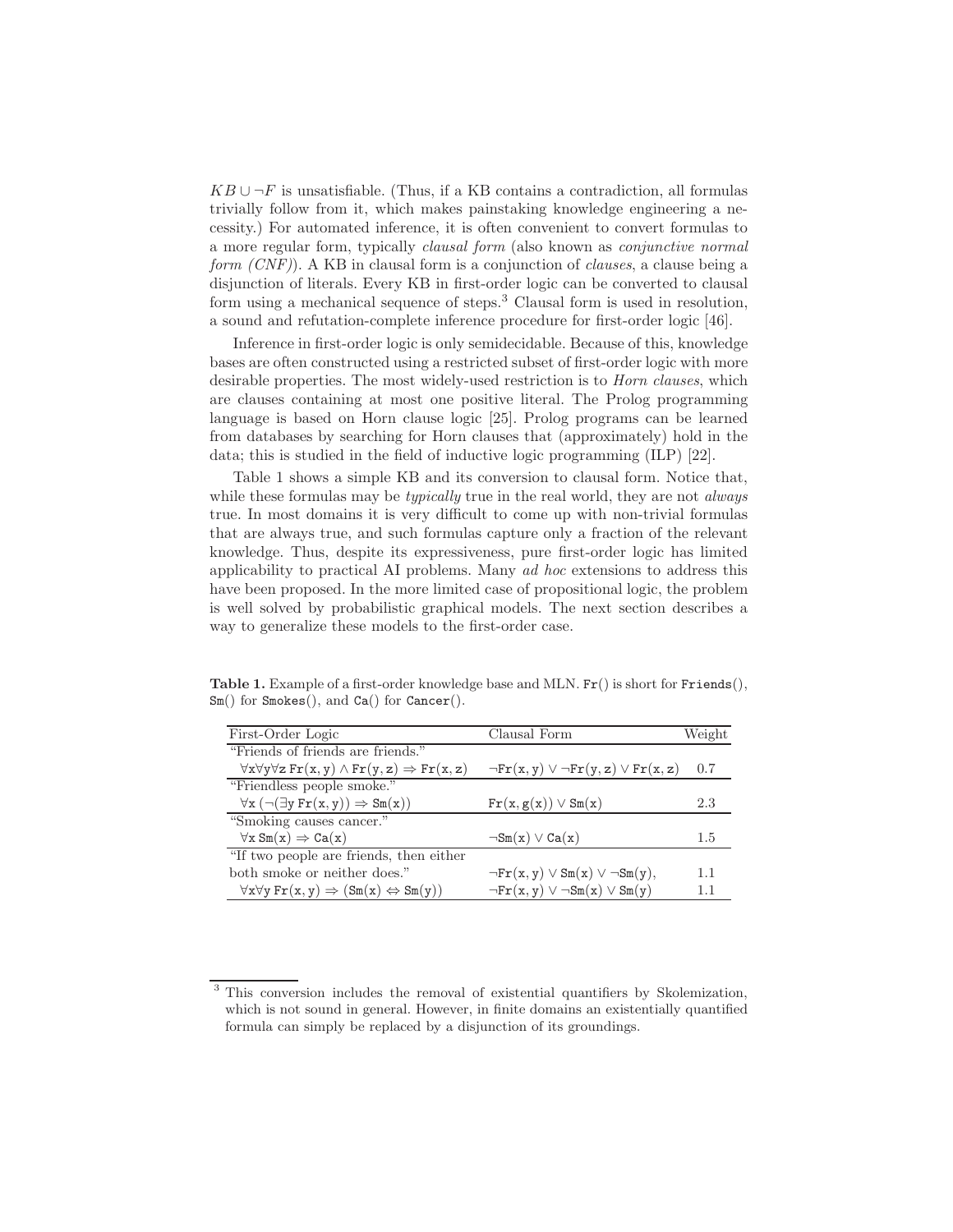$KB \cup \neg F$ is unsatisfiable. (Thus, if a KB contains a contradiction, all formulas trivially follow from it, which makes painstaking knowledge engineering a necessity.) For automated inference, it is often convenient to convert formulas to a more regular form, typically *clausal form* (also known as *conjunctive normal form (CNF)*). A KB in clausal form is a conjunction of *clauses*, a clause being a disjunction of literals. Every KB in first-order logic can be converted to clausal form using a mechanical sequence of steps.[3] Clausal form is used in resolution, a sound and refutation-complete inference procedure for first-order logic [46].

Inference in first-order logic is only semidecidable. Because of this, knowledge bases are often constructed using a restricted subset of first-order logic with more desirable properties. The most widely-used restriction is to *Horn clauses*, which are clauses containing at most one positive literal. The Prolog programming language is based on Horn clause logic [25]. Prolog programs can be learned from databases by searching for Horn clauses that (approximately) hold in the data; this is studied in the field of inductive logic programming (ILP) [22].

Table 1 shows a simple KB and its conversion to clausal form. Notice that, while these formulas may be *typically* true in the real world, they are not *always* true. In most domains it is very difficult to come up with non-trivial formulas that are always true, and such formulas capture only a fraction of the relevant knowledge. Thus, despite its expressiveness, pure first-order logic has limited applicability to practical AI problems. Many *ad hoc* extensions to address this have been proposed. In the more limited case of propositional logic, the problem is well solved by probabilistic graphical models. The next section describes a way to generalize these models to the first-order case.

**Table 1.** Example of a first-order knowledge base and MLN. Fr() is short for Friends(), Sm() for Smokes(), and Ca() for Cancer().

| First-Order Logic | Clausal Form | Weight |
|---|---|---|
| "Friends of friends are friends." | | |
| $\forall x \forall y \forall z\, \mathrm{Fr}(x,y) \wedge \mathrm{Fr}(y,z) \Rightarrow \mathrm{Fr}(x,z)$ | $\neg\mathrm{Fr}(x,y) \vee \neg\mathrm{Fr}(y,z) \vee \mathrm{Fr}(x,z)$ | 0.7 |
| "Friendless people smoke." | | |
| $\forall x\, (\neg(\exists y\, \mathrm{Fr}(x,y)) \Rightarrow \mathrm{Sm}(x))$ | $\mathrm{Fr}(x,g(x)) \vee \mathrm{Sm}(x)$ | 2.3 |
| "Smoking causes cancer." | | |
| $\forall x\, \mathrm{Sm}(x) \Rightarrow \mathrm{Ca}(x)$ | $\neg\mathrm{Sm}(x) \vee \mathrm{Ca}(x)$ | 1.5 |
| "If two people are friends, then either both smoke or neither does." | $\neg\mathrm{Fr}(x,y) \vee \mathrm{Sm}(x) \vee \neg\mathrm{Sm}(y)$, | 1.1 |
| $\forall x \forall y\, \mathrm{Fr}(x,y) \Rightarrow (\mathrm{Sm}(x) \Leftrightarrow \mathrm{Sm}(y))$ | $\neg\mathrm{Fr}(x,y) \vee \neg\mathrm{Sm}(x) \vee \mathrm{Sm}(y)$ | 1.1 |

[3] This conversion includes the removal of existential quantifiers by Skolemization, which is not sound in general. However, in finite domains an existentially quantified formula can simply be replaced by a disjunction of its groundings.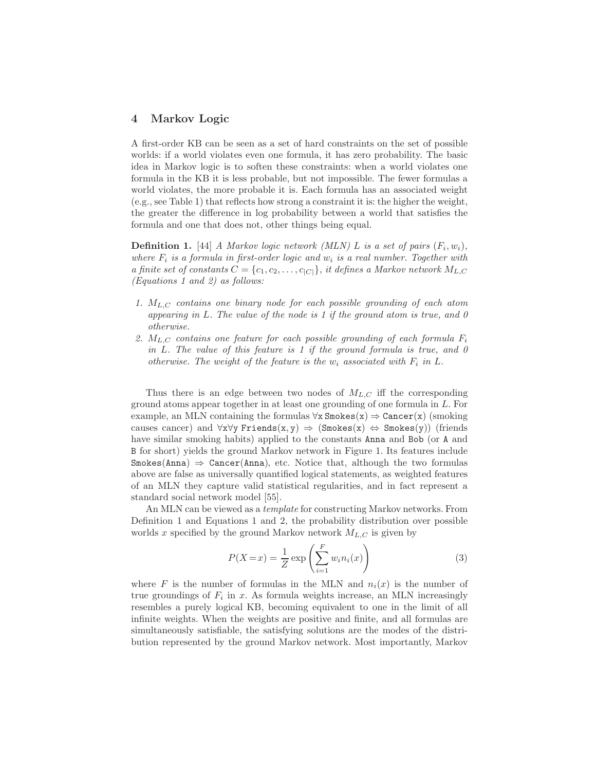## 4 Markov Logic

A first-order KB can be seen as a set of hard constraints on the set of possible worlds: if a world violates even one formula, it has zero probability. The basic idea in Markov logic is to soften these constraints: when a world violates one formula in the KB it is less probable, but not impossible. The fewer formulas a world violates, the more probable it is. Each formula has an associated weight (e.g., see Table 1) that reflects how strong a constraint it is: the higher the weight, the greater the difference in log probability between a world that satisfies the formula and one that does not, other things being equal.

**Definition 1.** [44] *A Markov logic network (MLN) $L$ is a set of pairs $(F_i, w_i)$, where $F_i$ is a formula in first-order logic and $w_i$ is a real number. Together with a finite set of constants $C = \{c_1, c_2, \ldots, c_{|C|}\}$, it defines a Markov network $M_{L,C}$ (Equations 1 and 2) as follows:*

1. *$M_{L,C}$ contains one binary node for each possible grounding of each atom appearing in $L$. The value of the node is 1 if the ground atom is true, and 0 otherwise.*
2. *$M_{L,C}$ contains one feature for each possible grounding of each formula $F_i$ in $L$. The value of this feature is 1 if the ground formula is true, and 0 otherwise. The weight of the feature is the $w_i$ associated with $F_i$ in $L$.*

Thus there is an edge between two nodes of $M_{L,C}$ iff the corresponding ground atoms appear together in at least one grounding of one formula in $L$. For example, an MLN containing the formulas $\forall$x Smokes(x) $\Rightarrow$ Cancer(x) (smoking causes cancer) and $\forall$x$\forall$y Friends(x, y) $\Rightarrow$ (Smokes(x) $\Leftrightarrow$ Smokes(y)) (friends have similar smoking habits) applied to the constants Anna and Bob (or A and B for short) yields the ground Markov network in Figure 1. Its features include Smokes(Anna) $\Rightarrow$ Cancer(Anna), etc. Notice that, although the two formulas above are false as universally quantified logical statements, as weighted features of an MLN they capture valid statistical regularities, and in fact represent a standard social network model [55].

An MLN can be viewed as a *template* for constructing Markov networks. From Definition 1 and Equations 1 and 2, the probability distribution over possible worlds $x$ specified by the ground Markov network $M_{L,C}$ is given by

$$P(X=x) = \frac{1}{Z} \exp\left(\sum_{i=1}^{F} w_i n_i(x)\right) \tag{3}$$

where $F$ is the number of formulas in the MLN and $n_i(x)$ is the number of true groundings of $F_i$ in $x$. As formula weights increase, an MLN increasingly resembles a purely logical KB, becoming equivalent to one in the limit of all infinite weights. When the weights are positive and finite, and all formulas are simultaneously satisfiable, the satisfying solutions are the modes of the distribution represented by the ground Markov network. Most importantly, Markov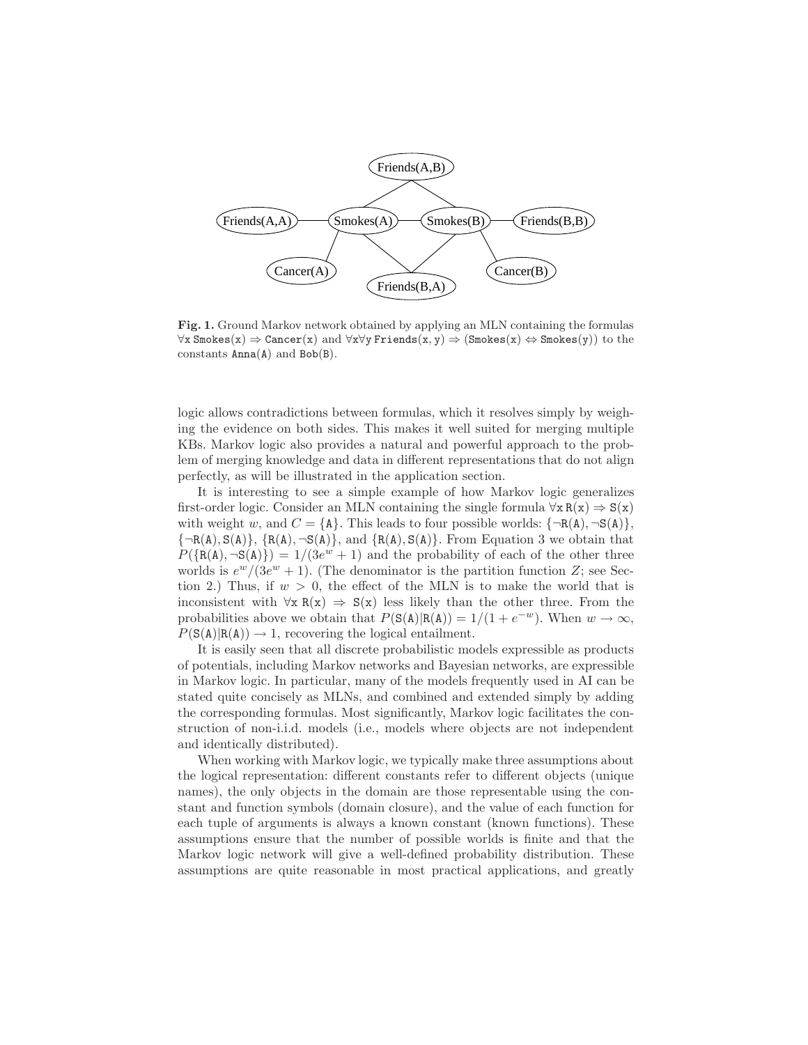**Fig. 1.** Ground Markov network obtained by applying an MLN containing the formulas $\forall x\ \mathtt{Smokes}(x) \Rightarrow \mathtt{Cancer}(x)$ and $\forall x \forall y\ \mathtt{Friends}(x, y) \Rightarrow (\mathtt{Smokes}(x) \Leftrightarrow \mathtt{Smokes}(y))$ to the constants $\mathtt{Anna}(\mathtt{A})$ and $\mathtt{Bob}(\mathtt{B})$.

logic allows contradictions between formulas, which it resolves simply by weighing the evidence on both sides. This makes it well suited for merging multiple KBs. Markov logic also provides a natural and powerful approach to the problem of merging knowledge and data in different representations that do not align perfectly, as will be illustrated in the application section.

It is interesting to see a simple example of how Markov logic generalizes first-order logic. Consider an MLN containing the single formula $\forall x\ \mathtt{R}(x) \Rightarrow \mathtt{S}(x)$ with weight $w$, and $C = \{\mathtt{A}\}$. This leads to four possible worlds: $\{\neg\mathtt{R}(\mathtt{A}), \neg\mathtt{S}(\mathtt{A})\}$, $\{\neg\mathtt{R}(\mathtt{A}), \mathtt{S}(\mathtt{A})\}$, $\{\mathtt{R}(\mathtt{A}), \neg\mathtt{S}(\mathtt{A})\}$, and $\{\mathtt{R}(\mathtt{A}), \mathtt{S}(\mathtt{A})\}$. From Equation 3 we obtain that $P(\{\mathtt{R}(\mathtt{A}), \neg\mathtt{S}(\mathtt{A})\}) = 1/(3e^w + 1)$ and the probability of each of the other three worlds is $e^w/(3e^w + 1)$. (The denominator is the partition function $Z$; see Section 2.) Thus, if $w > 0$, the effect of the MLN is to make the world that is inconsistent with $\forall x\ \mathtt{R}(x) \Rightarrow \mathtt{S}(x)$ less likely than the other three. From the probabilities above we obtain that $P(\mathtt{S}(\mathtt{A})|\mathtt{R}(\mathtt{A})) = 1/(1 + e^{-w})$. When $w \to \infty$, $P(\mathtt{S}(\mathtt{A})|\mathtt{R}(\mathtt{A})) \to 1$, recovering the logical entailment.

It is easily seen that all discrete probabilistic models expressible as products of potentials, including Markov networks and Bayesian networks, are expressible in Markov logic. In particular, many of the models frequently used in AI can be stated quite concisely as MLNs, and combined and extended simply by adding the corresponding formulas. Most significantly, Markov logic facilitates the construction of non-i.i.d. models (i.e., models where objects are not independent and identically distributed).

When working with Markov logic, we typically make three assumptions about the logical representation: different constants refer to different objects (unique names), the only objects in the domain are those representable using the constant and function symbols (domain closure), and the value of each function for each tuple of arguments is always a known constant (known functions). These assumptions ensure that the number of possible worlds is finite and that the Markov logic network will give a well-defined probability distribution. These assumptions are quite reasonable in most practical applications, and greatly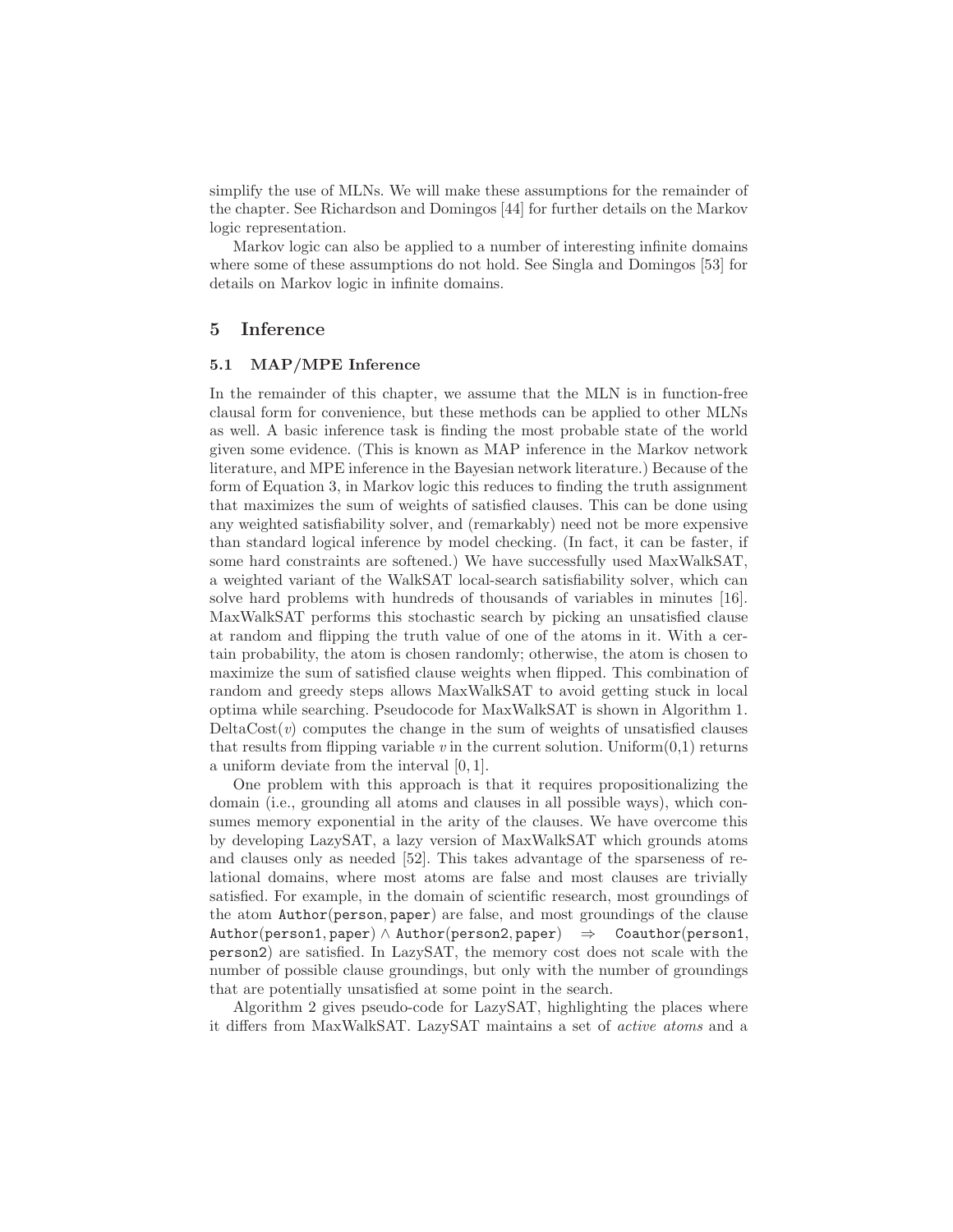simplify the use of MLNs. We will make these assumptions for the remainder of the chapter. See Richardson and Domingos [44] for further details on the Markov logic representation.

Markov logic can also be applied to a number of interesting infinite domains where some of these assumptions do not hold. See Singla and Domingos [53] for details on Markov logic in infinite domains.

## 5 Inference

### 5.1 MAP/MPE Inference

In the remainder of this chapter, we assume that the MLN is in function-free clausal form for convenience, but these methods can be applied to other MLNs as well. A basic inference task is finding the most probable state of the world given some evidence. (This is known as MAP inference in the Markov network literature, and MPE inference in the Bayesian network literature.) Because of the form of Equation 3, in Markov logic this reduces to finding the truth assignment that maximizes the sum of weights of satisfied clauses. This can be done using any weighted satisfiability solver, and (remarkably) need not be more expensive than standard logical inference by model checking. (In fact, it can be faster, if some hard constraints are softened.) We have successfully used MaxWalkSAT, a weighted variant of the WalkSAT local-search satisfiability solver, which can solve hard problems with hundreds of thousands of variables in minutes [16]. MaxWalkSAT performs this stochastic search by picking an unsatisfied clause at random and flipping the truth value of one of the atoms in it. With a certain probability, the atom is chosen randomly; otherwise, the atom is chosen to maximize the sum of satisfied clause weights when flipped. This combination of random and greedy steps allows MaxWalkSAT to avoid getting stuck in local optima while searching. Pseudocode for MaxWalkSAT is shown in Algorithm 1. DeltaCost($v$) computes the change in the sum of weights of unsatisfied clauses that results from flipping variable $v$ in the current solution. Uniform(0,1) returns a uniform deviate from the interval $[0, 1]$.

One problem with this approach is that it requires propositionalizing the domain (i.e., grounding all atoms and clauses in all possible ways), which consumes memory exponential in the arity of the clauses. We have overcome this by developing LazySAT, a lazy version of MaxWalkSAT which grounds atoms and clauses only as needed [52]. This takes advantage of the sparseness of relational domains, where most atoms are false and most clauses are trivially satisfied. For example, in the domain of scientific research, most groundings of the atom `Author(person, paper)` are false, and most groundings of the clause `Author(person1, paper)` $\wedge$ `Author(person2, paper)` $\Rightarrow$ `Coauthor(person1, person2)` are satisfied. In LazySAT, the memory cost does not scale with the number of possible clause groundings, but only with the number of groundings that are potentially unsatisfied at some point in the search.

Algorithm 2 gives pseudo-code for LazySAT, highlighting the places where it differs from MaxWalkSAT. LazySAT maintains a set of *active atoms* and a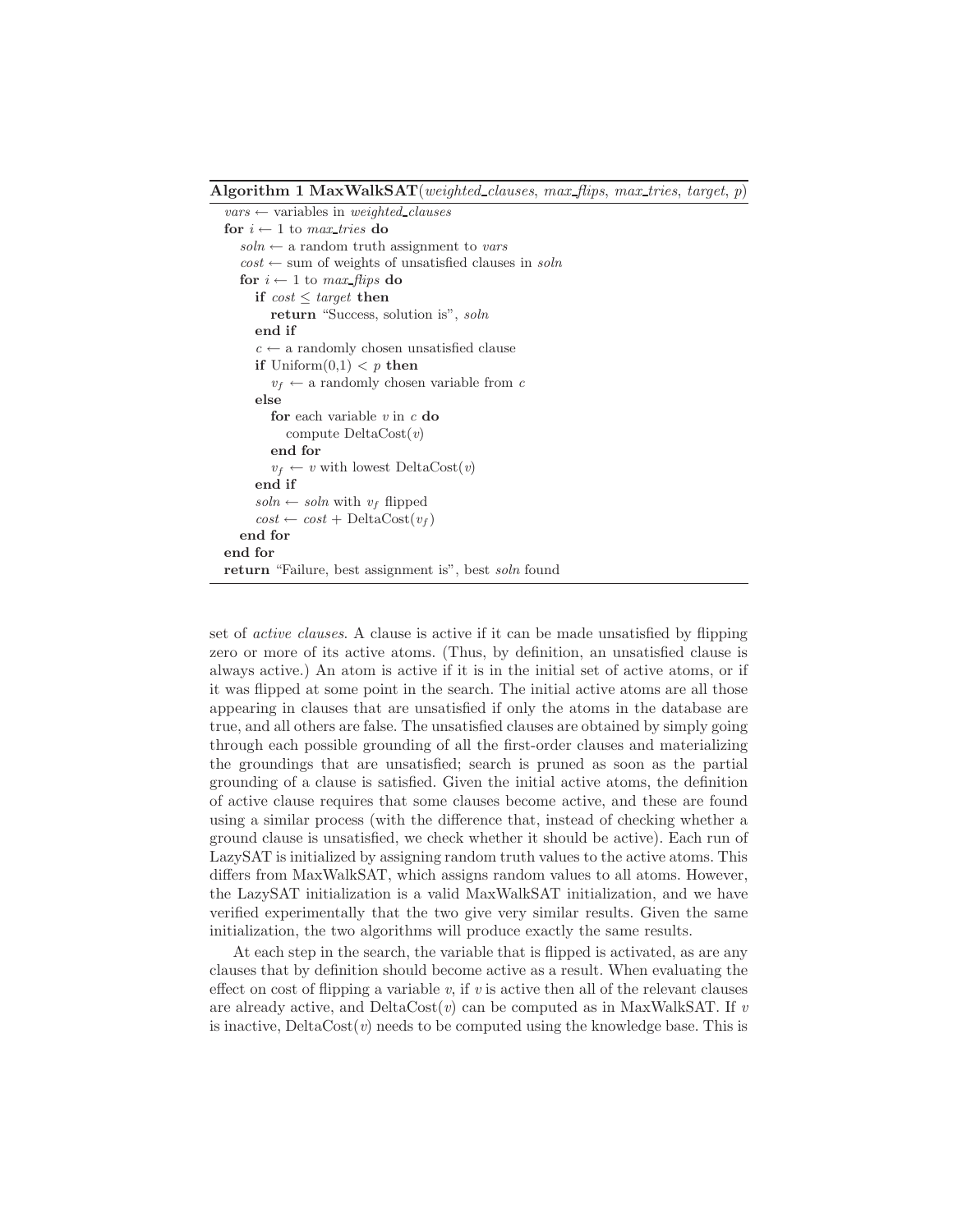**Algorithm 1 MaxWalkSAT**(*weighted_clauses*, *max_flips*, *max_tries*, *target*, *p*)

```
vars ← variables in weighted_clauses
for i ← 1 to max_tries do
    soln ← a random truth assignment to vars
    cost ← sum of weights of unsatisfied clauses in soln
    for i ← 1 to max_flips do
        if cost ≤ target then
            return "Success, solution is", soln
        end if
        c ← a randomly chosen unsatisfied clause
        if Uniform(0,1) < p then
            v_f ← a randomly chosen variable from c
        else
            for each variable v in c do
                compute DeltaCost(v)
            end for
            v_f ← v with lowest DeltaCost(v)
        end if
        soln ← soln with v_f flipped
        cost ← cost + DeltaCost(v_f)
    end for
end for
return "Failure, best assignment is", best soln found
```

set of *active clauses*. A clause is active if it can be made unsatisfied by flipping zero or more of its active atoms. (Thus, by definition, an unsatisfied clause is always active.) An atom is active if it is in the initial set of active atoms, or if it was flipped at some point in the search. The initial active atoms are all those appearing in clauses that are unsatisfied if only the atoms in the database are true, and all others are false. The unsatisfied clauses are obtained by simply going through each possible grounding of all the first-order clauses and materializing the groundings that are unsatisfied; search is pruned as soon as the partial grounding of a clause is satisfied. Given the initial active atoms, the definition of active clause requires that some clauses become active, and these are found using a similar process (with the difference that, instead of checking whether a ground clause is unsatisfied, we check whether it should be active). Each run of LazySAT is initialized by assigning random truth values to the active atoms. This differs from MaxWalkSAT, which assigns random values to all atoms. However, the LazySAT initialization is a valid MaxWalkSAT initialization, and we have verified experimentally that the two give very similar results. Given the same initialization, the two algorithms will produce exactly the same results.

At each step in the search, the variable that is flipped is activated, as are any clauses that by definition should become active as a result. When evaluating the effect on cost of flipping a variable $v$, if $v$ is active then all of the relevant clauses are already active, and DeltaCost($v$) can be computed as in MaxWalkSAT. If $v$ is inactive, DeltaCost($v$) needs to be computed using the knowledge base. This is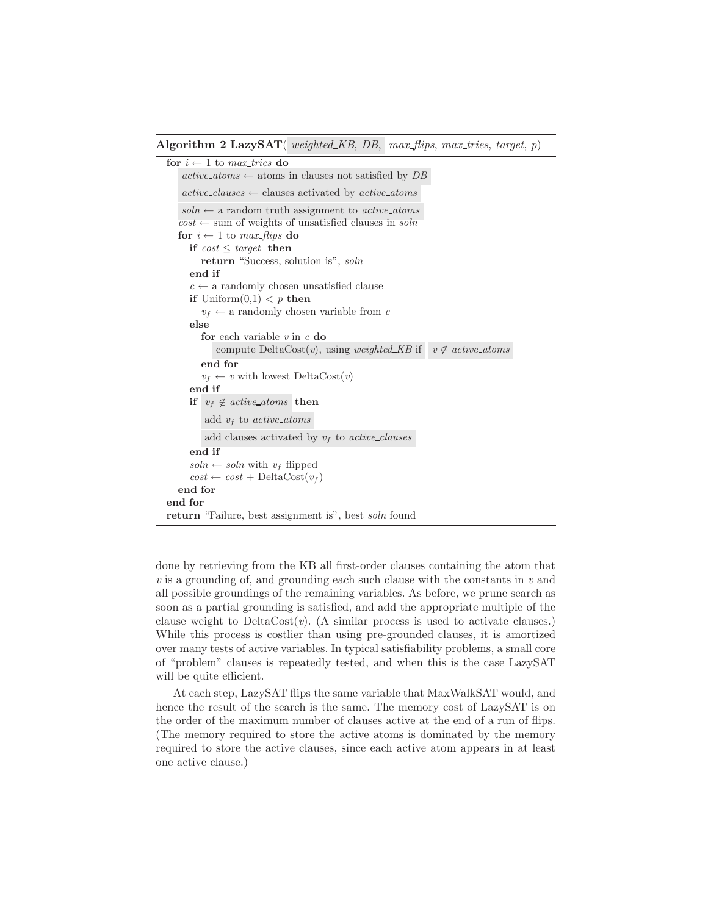**Algorithm 2 LazySAT**( *weighted_KB*, *DB*, *max_flips*, *max_tries*, *target*, *p*)

```
for i ← 1 to max_tries do
    active_atoms ← atoms in clauses not satisfied by DB
    active_clauses ← clauses activated by active_atoms
    soln ← a random truth assignment to active_atoms
    cost ← sum of weights of unsatisfied clauses in soln
    for i ← 1 to max_flips do
        if cost ≤ target then
            return "Success, solution is", soln
        end if
        c ← a randomly chosen unsatisfied clause
        if Uniform(0,1) < p then
            v_f ← a randomly chosen variable from c
        else
            for each variable v in c do
                compute DeltaCost(v), using weighted_KB if v ∉ active_atoms
            end for
            v_f ← v with lowest DeltaCost(v)
        end if
        if v_f ∉ active_atoms then
            add v_f to active_atoms
            add clauses activated by v_f to active_clauses
        end if
        soln ← soln with v_f flipped
        cost ← cost + DeltaCost(v_f)
    end for
end for
return "Failure, best assignment is", best soln found
```

done by retrieving from the KB all first-order clauses containing the atom that $v$ is a grounding of, and grounding each such clause with the constants in $v$ and all possible groundings of the remaining variables. As before, we prune search as soon as a partial grounding is satisfied, and add the appropriate multiple of the clause weight to DeltaCost($v$). (A similar process is used to activate clauses.) While this process is costlier than using pre-grounded clauses, it is amortized over many tests of active variables. In typical satisfiability problems, a small core of "problem" clauses is repeatedly tested, and when this is the case LazySAT will be quite efficient.

At each step, LazySAT flips the same variable that MaxWalkSAT would, and hence the result of the search is the same. The memory cost of LazySAT is on the order of the maximum number of clauses active at the end of a run of flips. (The memory required to store the active atoms is dominated by the memory required to store the active clauses, since each active atom appears in at least one active clause.)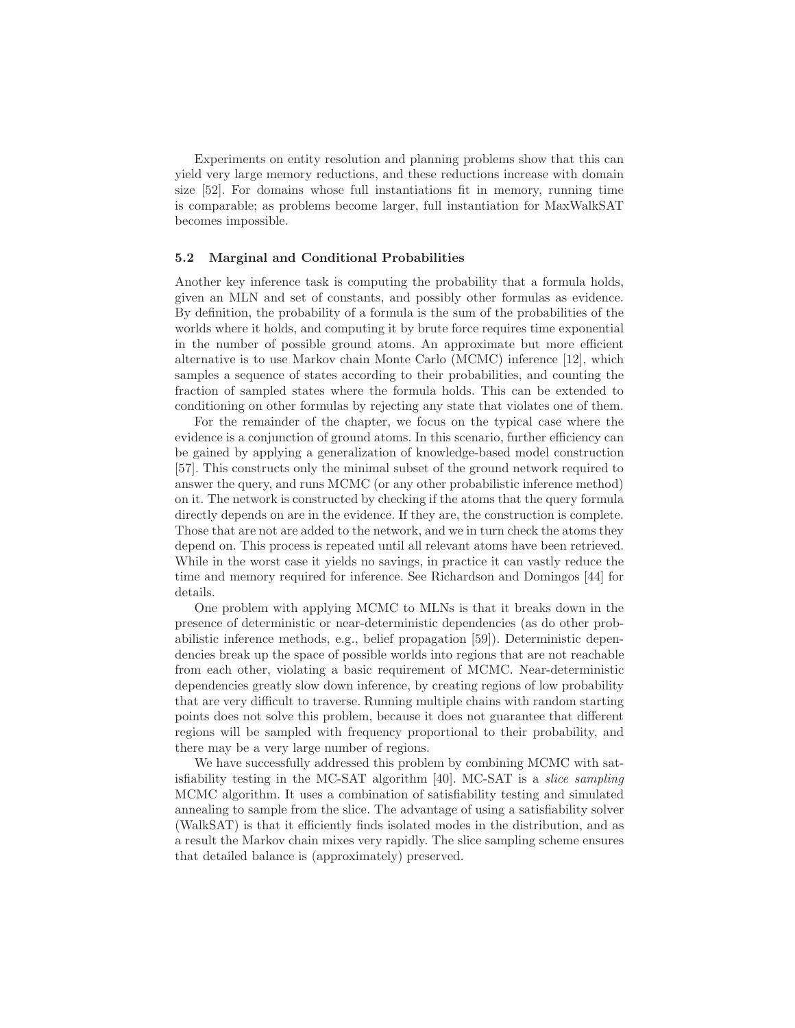Experiments on entity resolution and planning problems show that this can yield very large memory reductions, and these reductions increase with domain size [52]. For domains whose full instantiations fit in memory, running time is comparable; as problems become larger, full instantiation for MaxWalkSAT becomes impossible.

### 5.2 Marginal and Conditional Probabilities

Another key inference task is computing the probability that a formula holds, given an MLN and set of constants, and possibly other formulas as evidence. By definition, the probability of a formula is the sum of the probabilities of the worlds where it holds, and computing it by brute force requires time exponential in the number of possible ground atoms. An approximate but more efficient alternative is to use Markov chain Monte Carlo (MCMC) inference [12], which samples a sequence of states according to their probabilities, and counting the fraction of sampled states where the formula holds. This can be extended to conditioning on other formulas by rejecting any state that violates one of them.

For the remainder of the chapter, we focus on the typical case where the evidence is a conjunction of ground atoms. In this scenario, further efficiency can be gained by applying a generalization of knowledge-based model construction [57]. This constructs only the minimal subset of the ground network required to answer the query, and runs MCMC (or any other probabilistic inference method) on it. The network is constructed by checking if the atoms that the query formula directly depends on are in the evidence. If they are, the construction is complete. Those that are not are added to the network, and we in turn check the atoms they depend on. This process is repeated until all relevant atoms have been retrieved. While in the worst case it yields no savings, in practice it can vastly reduce the time and memory required for inference. See Richardson and Domingos [44] for details.

One problem with applying MCMC to MLNs is that it breaks down in the presence of deterministic or near-deterministic dependencies (as do other probabilistic inference methods, e.g., belief propagation [59]). Deterministic dependencies break up the space of possible worlds into regions that are not reachable from each other, violating a basic requirement of MCMC. Near-deterministic dependencies greatly slow down inference, by creating regions of low probability that are very difficult to traverse. Running multiple chains with random starting points does not solve this problem, because it does not guarantee that different regions will be sampled with frequency proportional to their probability, and there may be a very large number of regions.

We have successfully addressed this problem by combining MCMC with satisfiability testing in the MC-SAT algorithm [40]. MC-SAT is a *slice sampling* MCMC algorithm. It uses a combination of satisfiability testing and simulated annealing to sample from the slice. The advantage of using a satisfiability solver (WalkSAT) is that it efficiently finds isolated modes in the distribution, and as a result the Markov chain mixes very rapidly. The slice sampling scheme ensures that detailed balance is (approximately) preserved.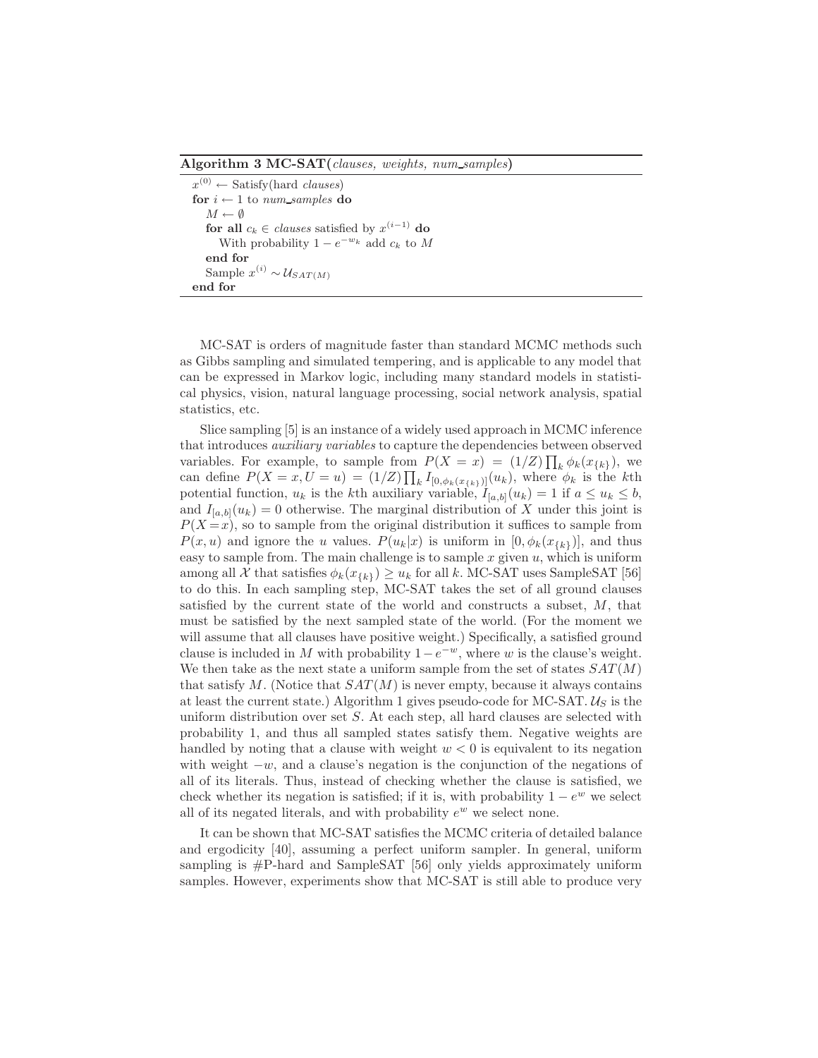**Algorithm 3 MC-SAT(*clauses, weights, num_samples*)**

```
x^(0) ← Satisfy(hard clauses)
for i ← 1 to num_samples do
   M ← ∅
   for all c_k ∈ clauses satisfied by x^(i−1) do
      With probability 1 − e^(−w_k) add c_k to M
   end for
   Sample x^(i) ∼ U_SAT(M)
end for
```

MC-SAT is orders of magnitude faster than standard MCMC methods such as Gibbs sampling and simulated tempering, and is applicable to any model that can be expressed in Markov logic, including many standard models in statistical physics, vision, natural language processing, social network analysis, spatial statistics, etc.

Slice sampling [5] is an instance of a widely used approach in MCMC inference that introduces *auxiliary variables* to capture the dependencies between observed variables. For example, to sample from $P(X = x) = (1/Z) \prod_k \phi_k(x_{\{k\}})$, we can define $P(X = x, U = u) = (1/Z) \prod_k I_{[0,\phi_k(x_{\{k\}})]}(u_k)$, where $\phi_k$ is the $k$th potential function, $u_k$ is the $k$th auxiliary variable, $I_{[a,b]}(u_k) = 1$ if $a \leq u_k \leq b$, and $I_{[a,b]}(u_k) = 0$ otherwise. The marginal distribution of $X$ under this joint is $P(X = x)$, so to sample from the original distribution it suffices to sample from $P(x, u)$ and ignore the $u$ values. $P(u_k|x)$ is uniform in $[0, \phi_k(x_{\{k\}})]$, and thus easy to sample from. The main challenge is to sample $x$ given $u$, which is uniform among all $\mathcal{X}$ that satisfies $\phi_k(x_{\{k\}}) \geq u_k$ for all $k$. MC-SAT uses SampleSAT [56] to do this. In each sampling step, MC-SAT takes the set of all ground clauses satisfied by the current state of the world and constructs a subset, $M$, that must be satisfied by the next sampled state of the world. (For the moment we will assume that all clauses have positive weight.) Specifically, a satisfied ground clause is included in $M$ with probability $1 - e^{-w}$, where $w$ is the clause's weight. We then take as the next state a uniform sample from the set of states $SAT(M)$ that satisfy $M$. (Notice that $SAT(M)$ is never empty, because it always contains at least the current state.) Algorithm 1 gives pseudo-code for MC-SAT. $\mathcal{U}_S$ is the uniform distribution over set $S$. At each step, all hard clauses are selected with probability 1, and thus all sampled states satisfy them. Negative weights are handled by noting that a clause with weight $w < 0$ is equivalent to its negation with weight $-w$, and a clause's negation is the conjunction of the negations of all of its literals. Thus, instead of checking whether the clause is satisfied, we check whether its negation is satisfied; if it is, with probability $1 - e^{w}$ we select all of its negated literals, and with probability $e^{w}$ we select none.

It can be shown that MC-SAT satisfies the MCMC criteria of detailed balance and ergodicity [40], assuming a perfect uniform sampler. In general, uniform sampling is #P-hard and SampleSAT [56] only yields approximately uniform samples. However, experiments show that MC-SAT is still able to produce very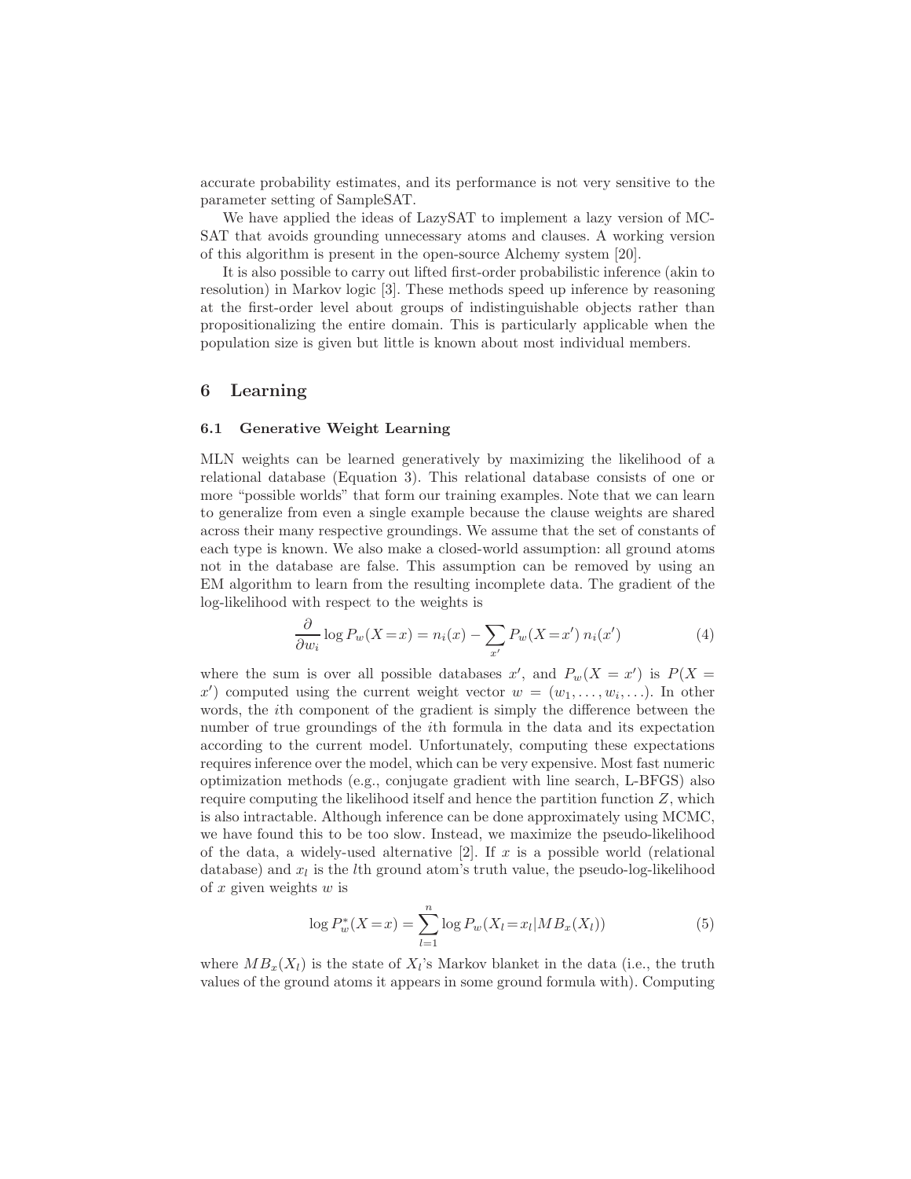accurate probability estimates, and its performance is not very sensitive to the parameter setting of SampleSAT.

We have applied the ideas of LazySAT to implement a lazy version of MC-SAT that avoids grounding unnecessary atoms and clauses. A working version of this algorithm is present in the open-source Alchemy system [20].

It is also possible to carry out lifted first-order probabilistic inference (akin to resolution) in Markov logic [3]. These methods speed up inference by reasoning at the first-order level about groups of indistinguishable objects rather than propositionalizing the entire domain. This is particularly applicable when the population size is given but little is known about most individual members.

## 6 Learning

### 6.1 Generative Weight Learning

MLN weights can be learned generatively by maximizing the likelihood of a relational database (Equation 3). This relational database consists of one or more "possible worlds" that form our training examples. Note that we can learn to generalize from even a single example because the clause weights are shared across their many respective groundings. We assume that the set of constants of each type is known. We also make a closed-world assumption: all ground atoms not in the database are false. This assumption can be removed by using an EM algorithm to learn from the resulting incomplete data. The gradient of the log-likelihood with respect to the weights is

$$\frac{\partial}{\partial w_i} \log P_w(X = x) = n_i(x) - \sum_{x'} P_w(X = x')\, n_i(x') \tag{4}$$

where the sum is over all possible databases $x'$, and $P_w(X = x')$ is $P(X = x')$ computed using the current weight vector $w = (w_1, \ldots, w_i, \ldots)$. In other words, the $i$th component of the gradient is simply the difference between the number of true groundings of the $i$th formula in the data and its expectation according to the current model. Unfortunately, computing these expectations requires inference over the model, which can be very expensive. Most fast numeric optimization methods (e.g., conjugate gradient with line search, L-BFGS) also require computing the likelihood itself and hence the partition function $Z$, which is also intractable. Although inference can be done approximately using MCMC, we have found this to be too slow. Instead, we maximize the pseudo-likelihood of the data, a widely-used alternative [2]. If $x$ is a possible world (relational database) and $x_l$ is the $l$th ground atom's truth value, the pseudo-log-likelihood of $x$ given weights $w$ is

$$\log P_w^*(X = x) = \sum_{l=1}^{n} \log P_w(X_l = x_l | MB_x(X_l)) \tag{5}$$

where $MB_x(X_l)$ is the state of $X_l$'s Markov blanket in the data (i.e., the truth values of the ground atoms it appears in some ground formula with). Computing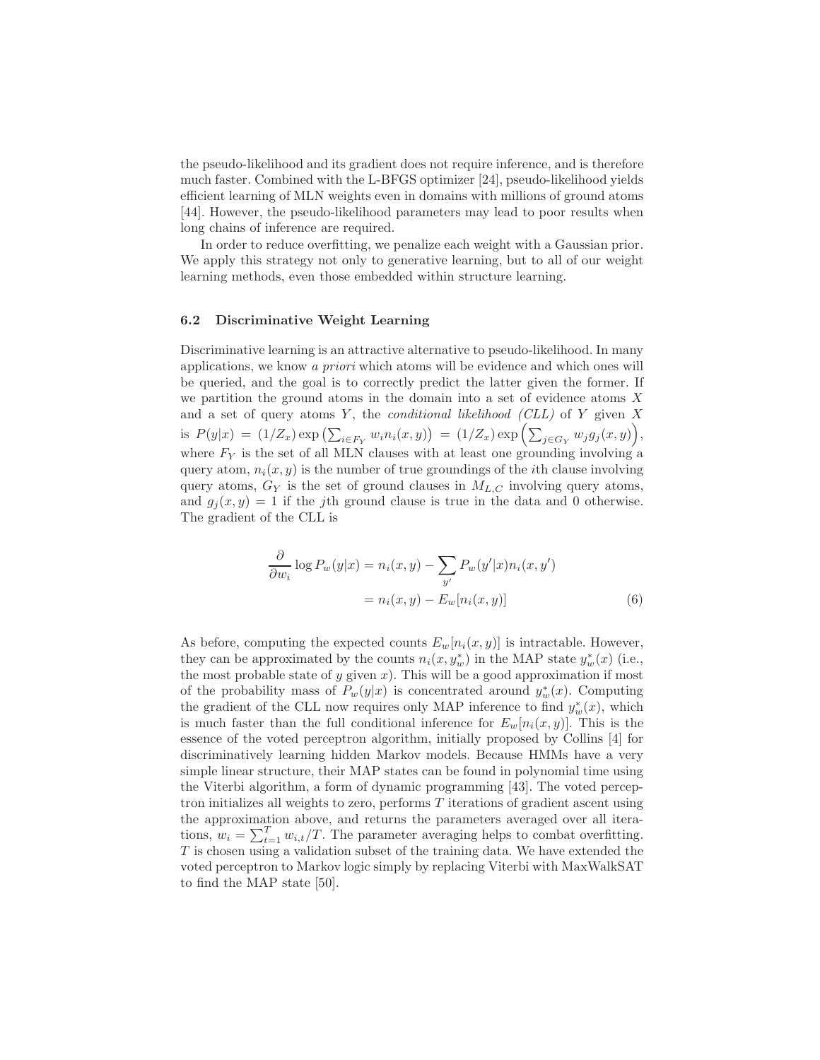the pseudo-likelihood and its gradient does not require inference, and is therefore much faster. Combined with the L-BFGS optimizer [24], pseudo-likelihood yields efficient learning of MLN weights even in domains with millions of ground atoms [44]. However, the pseudo-likelihood parameters may lead to poor results when long chains of inference are required.

In order to reduce overfitting, we penalize each weight with a Gaussian prior. We apply this strategy not only to generative learning, but to all of our weight learning methods, even those embedded within structure learning.

### 6.2 Discriminative Weight Learning

Discriminative learning is an attractive alternative to pseudo-likelihood. In many applications, we know *a priori* which atoms will be evidence and which ones will be queried, and the goal is to correctly predict the latter given the former. If we partition the ground atoms in the domain into a set of evidence atoms $X$ and a set of query atoms $Y$, the *conditional likelihood (CLL)* of $Y$ given $X$ is $P(y|x) = (1/Z_x) \exp\left(\sum_{i \in F_Y} w_i n_i(x, y)\right) = (1/Z_x) \exp\left(\sum_{j \in G_Y} w_j g_j(x, y)\right)$, where $F_Y$ is the set of all MLN clauses with at least one grounding involving a query atom, $n_i(x, y)$ is the number of true groundings of the $i$th clause involving query atoms, $G_Y$ is the set of ground clauses in $M_{L,C}$ involving query atoms, and $g_j(x, y) = 1$ if the $j$th ground clause is true in the data and 0 otherwise. The gradient of the CLL is

$$
\begin{aligned}
\frac{\partial}{\partial w_i} \log P_w(y|x) &= n_i(x, y) - \sum_{y'} P_w(y'|x) n_i(x, y') \\
&= n_i(x, y) - E_w[n_i(x, y)]
\end{aligned} \tag{6}
$$

As before, computing the expected counts $E_w[n_i(x, y)]$ is intractable. However, they can be approximated by the counts $n_i(x, y^*_w)$ in the MAP state $y^*_w(x)$ (i.e., the most probable state of $y$ given $x$). This will be a good approximation if most of the probability mass of $P_w(y|x)$ is concentrated around $y^*_w(x)$. Computing the gradient of the CLL now requires only MAP inference to find $y^*_w(x)$, which is much faster than the full conditional inference for $E_w[n_i(x, y)]$. This is the essence of the voted perceptron algorithm, initially proposed by Collins [4] for discriminatively learning hidden Markov models. Because HMMs have a very simple linear structure, their MAP states can be found in polynomial time using the Viterbi algorithm, a form of dynamic programming [43]. The voted perceptron initializes all weights to zero, performs $T$ iterations of gradient ascent using the approximation above, and returns the parameters averaged over all iterations, $w_i = \sum_{t=1}^{T} w_{i,t}/T$. The parameter averaging helps to combat overfitting. $T$ is chosen using a validation subset of the training data. We have extended the voted perceptron to Markov logic simply by replacing Viterbi with MaxWalkSAT to find the MAP state [50].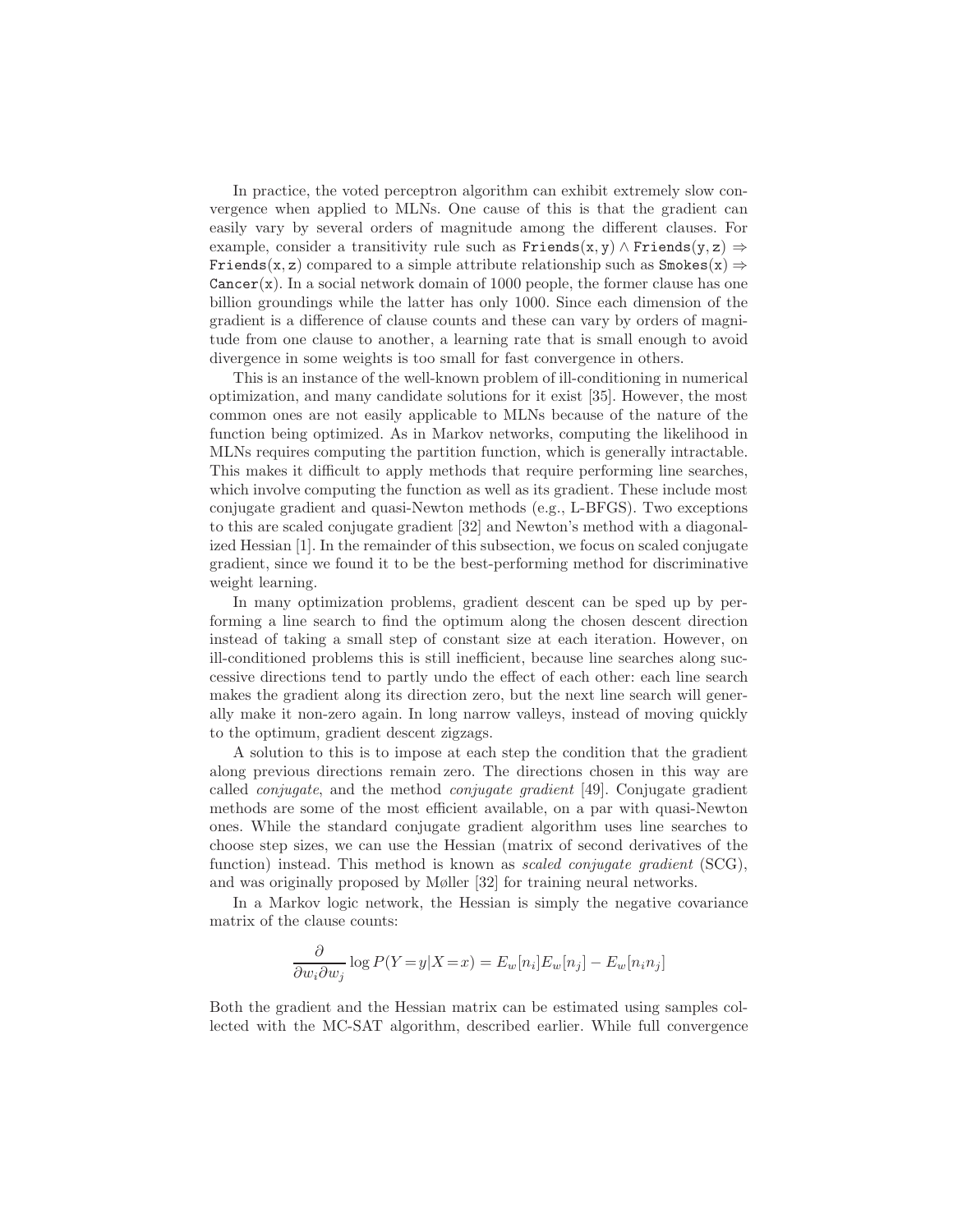In practice, the voted perceptron algorithm can exhibit extremely slow convergence when applied to MLNs. One cause of this is that the gradient can easily vary by several orders of magnitude among the different clauses. For example, consider a transitivity rule such as $\texttt{Friends(x, y)} \wedge \texttt{Friends(y, z)} \Rightarrow \texttt{Friends(x, z)}$ compared to a simple attribute relationship such as $\texttt{Smokes(x)} \Rightarrow \texttt{Cancer(x)}$. In a social network domain of 1000 people, the former clause has one billion groundings while the latter has only 1000. Since each dimension of the gradient is a difference of clause counts and these can vary by orders of magnitude from one clause to another, a learning rate that is small enough to avoid divergence in some weights is too small for fast convergence in others.

This is an instance of the well-known problem of ill-conditioning in numerical optimization, and many candidate solutions for it exist [35]. However, the most common ones are not easily applicable to MLNs because of the nature of the function being optimized. As in Markov networks, computing the likelihood in MLNs requires computing the partition function, which is generally intractable. This makes it difficult to apply methods that require performing line searches, which involve computing the function as well as its gradient. These include most conjugate gradient and quasi-Newton methods (e.g., L-BFGS). Two exceptions to this are scaled conjugate gradient [32] and Newton's method with a diagonalized Hessian [1]. In the remainder of this subsection, we focus on scaled conjugate gradient, since we found it to be the best-performing method for discriminative weight learning.

In many optimization problems, gradient descent can be sped up by performing a line search to find the optimum along the chosen descent direction instead of taking a small step of constant size at each iteration. However, on ill-conditioned problems this is still inefficient, because line searches along successive directions tend to partly undo the effect of each other: each line search makes the gradient along its direction zero, but the next line search will generally make it non-zero again. In long narrow valleys, instead of moving quickly to the optimum, gradient descent zigzags.

A solution to this is to impose at each step the condition that the gradient along previous directions remain zero. The directions chosen in this way are called *conjugate*, and the method *conjugate gradient* [49]. Conjugate gradient methods are some of the most efficient available, on a par with quasi-Newton ones. While the standard conjugate gradient algorithm uses line searches to choose step sizes, we can use the Hessian (matrix of second derivatives of the function) instead. This method is known as *scaled conjugate gradient* (SCG), and was originally proposed by Møller [32] for training neural networks.

In a Markov logic network, the Hessian is simply the negative covariance matrix of the clause counts:

$$\frac{\partial}{\partial w_i \partial w_j} \log P(Y = y | X = x) = E_w[n_i]E_w[n_j] - E_w[n_i n_j]$$

Both the gradient and the Hessian matrix can be estimated using samples collected with the MC-SAT algorithm, described earlier. While full convergence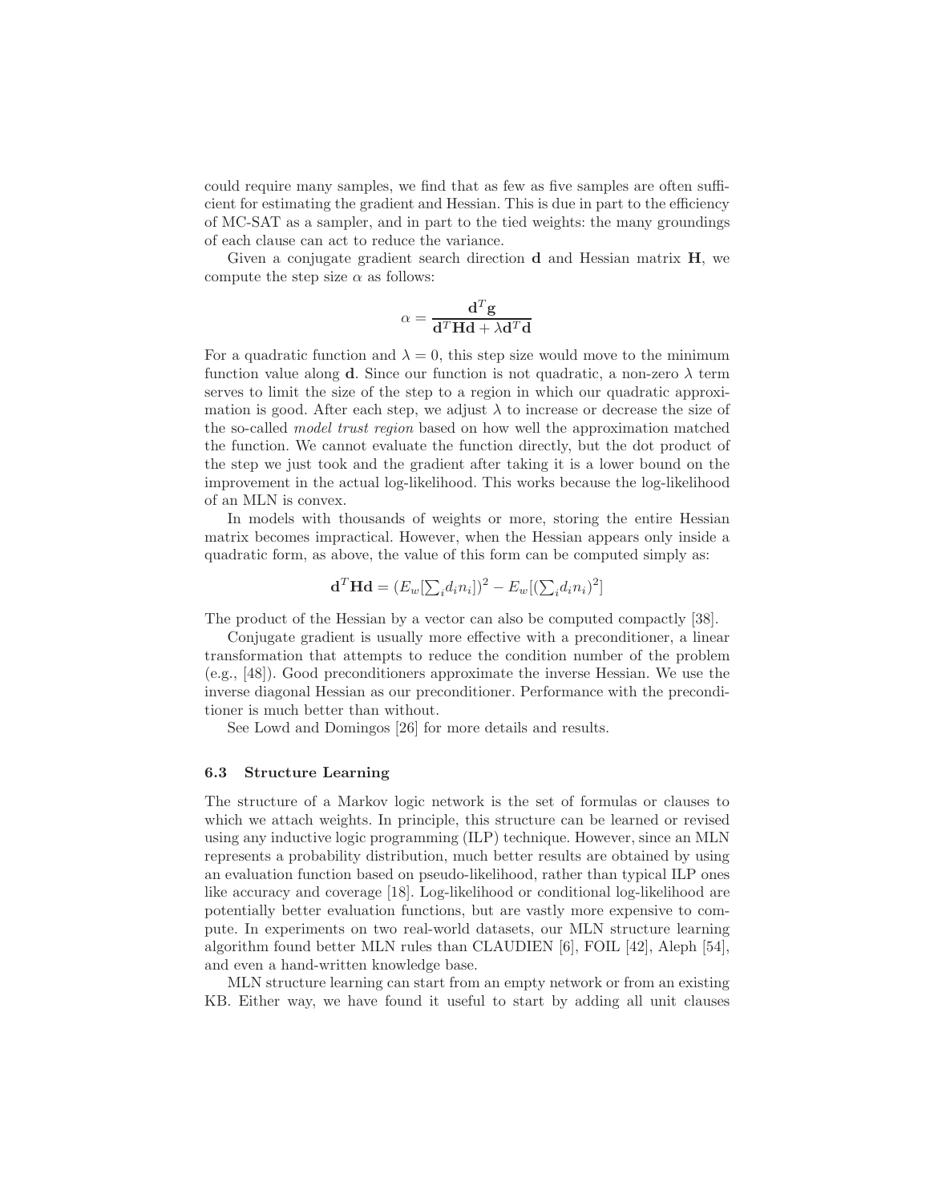could require many samples, we find that as few as five samples are often sufficient for estimating the gradient and Hessian. This is due in part to the efficiency of MC-SAT as a sampler, and in part to the tied weights: the many groundings of each clause can act to reduce the variance.

Given a conjugate gradient search direction $\mathbf{d}$ and Hessian matrix $\mathbf{H}$, we compute the step size $\alpha$ as follows:

$$\alpha = \frac{\mathbf{d}^T \mathbf{g}}{\mathbf{d}^T \mathbf{H} \mathbf{d} + \lambda \mathbf{d}^T \mathbf{d}}$$

For a quadratic function and $\lambda = 0$, this step size would move to the minimum function value along $\mathbf{d}$. Since our function is not quadratic, a non-zero $\lambda$ term serves to limit the size of the step to a region in which our quadratic approximation is good. After each step, we adjust $\lambda$ to increase or decrease the size of the so-called *model trust region* based on how well the approximation matched the function. We cannot evaluate the function directly, but the dot product of the step we just took and the gradient after taking it is a lower bound on the improvement in the actual log-likelihood. This works because the log-likelihood of an MLN is convex.

In models with thousands of weights or more, storing the entire Hessian matrix becomes impractical. However, when the Hessian appears only inside a quadratic form, as above, the value of this form can be computed simply as:

$$\mathbf{d}^T \mathbf{H} \mathbf{d} = (E_w[\textstyle\sum_i d_i n_i])^2 - E_w[(\textstyle\sum_i d_i n_i)^2]$$

The product of the Hessian by a vector can also be computed compactly [38].

Conjugate gradient is usually more effective with a preconditioner, a linear transformation that attempts to reduce the condition number of the problem (e.g., [48]). Good preconditioners approximate the inverse Hessian. We use the inverse diagonal Hessian as our preconditioner. Performance with the preconditioner is much better than without.

See Lowd and Domingos [26] for more details and results.

### 6.3 Structure Learning

The structure of a Markov logic network is the set of formulas or clauses to which we attach weights. In principle, this structure can be learned or revised using any inductive logic programming (ILP) technique. However, since an MLN represents a probability distribution, much better results are obtained by using an evaluation function based on pseudo-likelihood, rather than typical ILP ones like accuracy and coverage [18]. Log-likelihood or conditional log-likelihood are potentially better evaluation functions, but are vastly more expensive to compute. In experiments on two real-world datasets, our MLN structure learning algorithm found better MLN rules than CLAUDIEN [6], FOIL [42], Aleph [54], and even a hand-written knowledge base.

MLN structure learning can start from an empty network or from an existing KB. Either way, we have found it useful to start by adding all unit clauses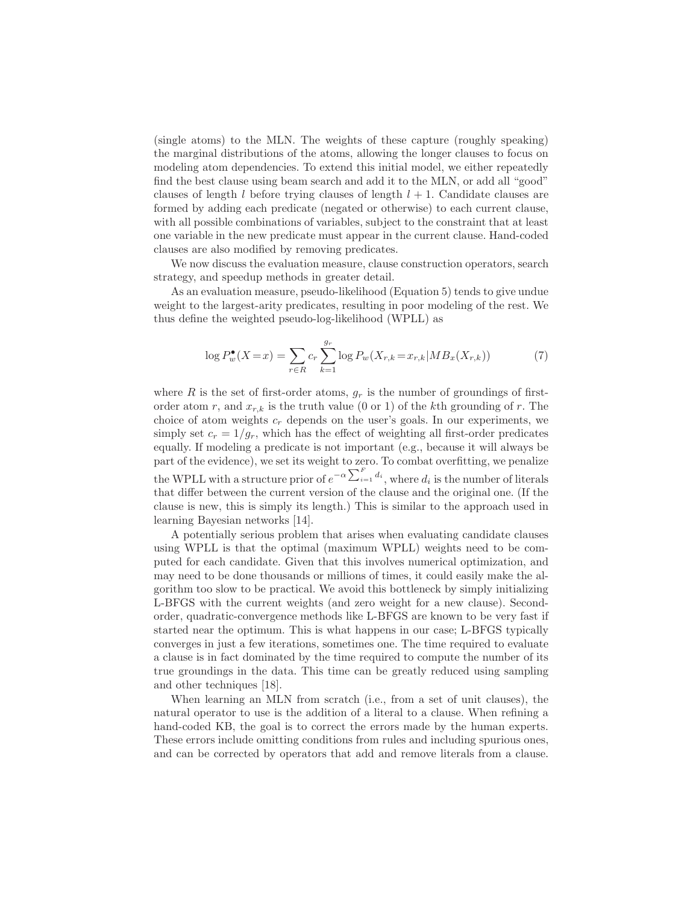(single atoms) to the MLN. The weights of these capture (roughly speaking) the marginal distributions of the atoms, allowing the longer clauses to focus on modeling atom dependencies. To extend this initial model, we either repeatedly find the best clause using beam search and add it to the MLN, or add all "good" clauses of length $l$ before trying clauses of length $l + 1$. Candidate clauses are formed by adding each predicate (negated or otherwise) to each current clause, with all possible combinations of variables, subject to the constraint that at least one variable in the new predicate must appear in the current clause. Hand-coded clauses are also modified by removing predicates.

We now discuss the evaluation measure, clause construction operators, search strategy, and speedup methods in greater detail.

As an evaluation measure, pseudo-likelihood (Equation 5) tends to give undue weight to the largest-arity predicates, resulting in poor modeling of the rest. We thus define the weighted pseudo-log-likelihood (WPLL) as

$$\log P_w^\bullet(X = x) = \sum_{r \in R} c_r \sum_{k=1}^{g_r} \log P_w(X_{r,k} = x_{r,k} | MB_x(X_{r,k})) \tag{7}$$

where $R$ is the set of first-order atoms, $g_r$ is the number of groundings of first-order atom $r$, and $x_{r,k}$ is the truth value (0 or 1) of the $k$th grounding of $r$. The choice of atom weights $c_r$ depends on the user's goals. In our experiments, we simply set $c_r = 1/g_r$, which has the effect of weighting all first-order predicates equally. If modeling a predicate is not important (e.g., because it will always be part of the evidence), we set its weight to zero. To combat overfitting, we penalize the WPLL with a structure prior of $e^{-\alpha \sum_{i=1}^{F} d_i}$, where $d_i$ is the number of literals that differ between the current version of the clause and the original one. (If the clause is new, this is simply its length.) This is similar to the approach used in learning Bayesian networks [14].

A potentially serious problem that arises when evaluating candidate clauses using WPLL is that the optimal (maximum WPLL) weights need to be computed for each candidate. Given that this involves numerical optimization, and may need to be done thousands or millions of times, it could easily make the algorithm too slow to be practical. We avoid this bottleneck by simply initializing L-BFGS with the current weights (and zero weight for a new clause). Second-order, quadratic-convergence methods like L-BFGS are known to be very fast if started near the optimum. This is what happens in our case; L-BFGS typically converges in just a few iterations, sometimes one. The time required to evaluate a clause is in fact dominated by the time required to compute the number of its true groundings in the data. This time can be greatly reduced using sampling and other techniques [18].

When learning an MLN from scratch (i.e., from a set of unit clauses), the natural operator to use is the addition of a literal to a clause. When refining a hand-coded KB, the goal is to correct the errors made by the human experts. These errors include omitting conditions from rules and including spurious ones, and can be corrected by operators that add and remove literals from a clause.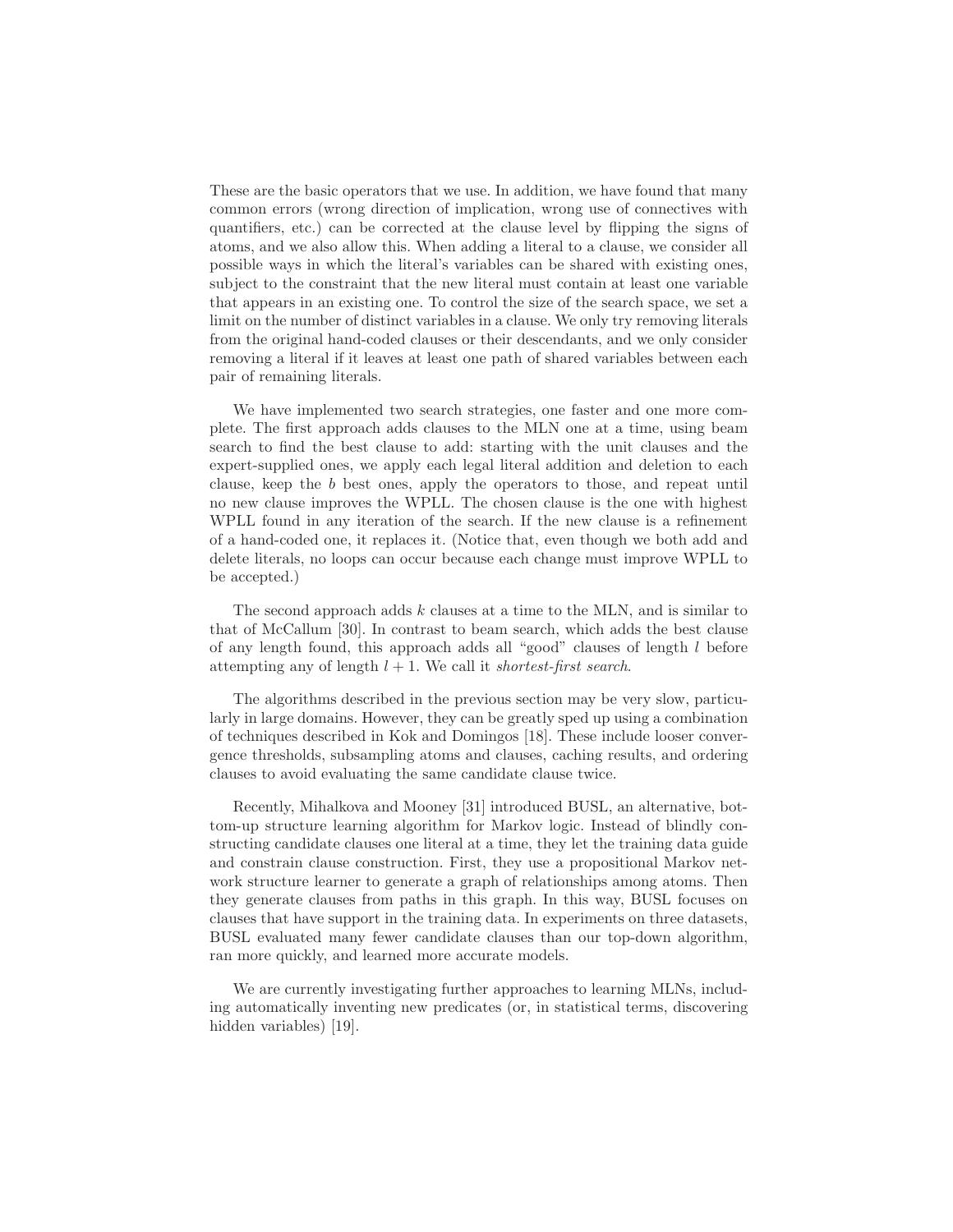These are the basic operators that we use. In addition, we have found that many common errors (wrong direction of implication, wrong use of connectives with quantifiers, etc.) can be corrected at the clause level by flipping the signs of atoms, and we also allow this. When adding a literal to a clause, we consider all possible ways in which the literal's variables can be shared with existing ones, subject to the constraint that the new literal must contain at least one variable that appears in an existing one. To control the size of the search space, we set a limit on the number of distinct variables in a clause. We only try removing literals from the original hand-coded clauses or their descendants, and we only consider removing a literal if it leaves at least one path of shared variables between each pair of remaining literals.

We have implemented two search strategies, one faster and one more complete. The first approach adds clauses to the MLN one at a time, using beam search to find the best clause to add: starting with the unit clauses and the expert-supplied ones, we apply each legal literal addition and deletion to each clause, keep the $b$ best ones, apply the operators to those, and repeat until no new clause improves the WPLL. The chosen clause is the one with highest WPLL found in any iteration of the search. If the new clause is a refinement of a hand-coded one, it replaces it. (Notice that, even though we both add and delete literals, no loops can occur because each change must improve WPLL to be accepted.)

The second approach adds $k$ clauses at a time to the MLN, and is similar to that of McCallum [30]. In contrast to beam search, which adds the best clause of any length found, this approach adds all "good" clauses of length $l$ before attempting any of length $l + 1$. We call it *shortest-first search*.

The algorithms described in the previous section may be very slow, particularly in large domains. However, they can be greatly sped up using a combination of techniques described in Kok and Domingos [18]. These include looser convergence thresholds, subsampling atoms and clauses, caching results, and ordering clauses to avoid evaluating the same candidate clause twice.

Recently, Mihalkova and Mooney [31] introduced BUSL, an alternative, bottom-up structure learning algorithm for Markov logic. Instead of blindly constructing candidate clauses one literal at a time, they let the training data guide and constrain clause construction. First, they use a propositional Markov network structure learner to generate a graph of relationships among atoms. Then they generate clauses from paths in this graph. In this way, BUSL focuses on clauses that have support in the training data. In experiments on three datasets, BUSL evaluated many fewer candidate clauses than our top-down algorithm, ran more quickly, and learned more accurate models.

We are currently investigating further approaches to learning MLNs, including automatically inventing new predicates (or, in statistical terms, discovering hidden variables) [19].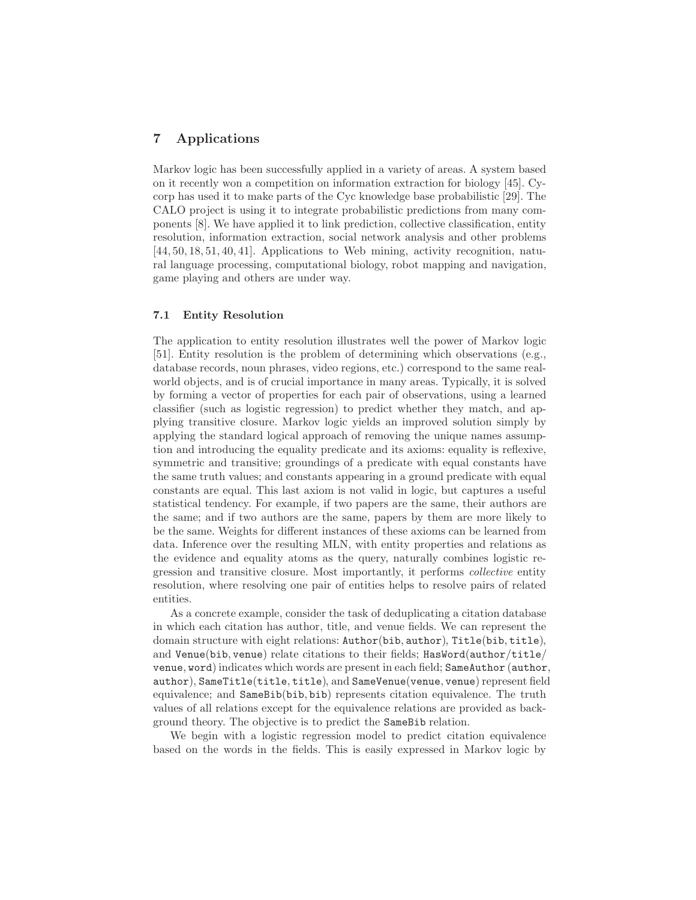## 7 Applications

Markov logic has been successfully applied in a variety of areas. A system based on it recently won a competition on information extraction for biology [45]. Cycorp has used it to make parts of the Cyc knowledge base probabilistic [29]. The CALO project is using it to integrate probabilistic predictions from many components [8]. We have applied it to link prediction, collective classification, entity resolution, information extraction, social network analysis and other problems [44, 50, 18, 51, 40, 41]. Applications to Web mining, activity recognition, natural language processing, computational biology, robot mapping and navigation, game playing and others are under way.

### 7.1 Entity Resolution

The application to entity resolution illustrates well the power of Markov logic [51]. Entity resolution is the problem of determining which observations (e.g., database records, noun phrases, video regions, etc.) correspond to the same real-world objects, and is of crucial importance in many areas. Typically, it is solved by forming a vector of properties for each pair of observations, using a learned classifier (such as logistic regression) to predict whether they match, and applying transitive closure. Markov logic yields an improved solution simply by applying the standard logical approach of removing the unique names assumption and introducing the equality predicate and its axioms: equality is reflexive, symmetric and transitive; groundings of a predicate with equal constants have the same truth values; and constants appearing in a ground predicate with equal constants are equal. This last axiom is not valid in logic, but captures a useful statistical tendency. For example, if two papers are the same, their authors are the same; and if two authors are the same, papers by them are more likely to be the same. Weights for different instances of these axioms can be learned from data. Inference over the resulting MLN, with entity properties and relations as the evidence and equality atoms as the query, naturally combines logistic regression and transitive closure. Most importantly, it performs *collective* entity resolution, where resolving one pair of entities helps to resolve pairs of related entities.

As a concrete example, consider the task of deduplicating a citation database in which each citation has author, title, and venue fields. We can represent the domain structure with eight relations: `Author(bib, author)`, `Title(bib, title)`, and `Venue(bib, venue)` relate citations to their fields; `HasWord(author/title/venue, word)` indicates which words are present in each field; `SameAuthor(author, author)`, `SameTitle(title, title)`, and `SameVenue(venue, venue)` represent field equivalence; and `SameBib(bib, bib)` represents citation equivalence. The truth values of all relations except for the equivalence relations are provided as background theory. The objective is to predict the `SameBib` relation.

We begin with a logistic regression model to predict citation equivalence based on the words in the fields. This is easily expressed in Markov logic by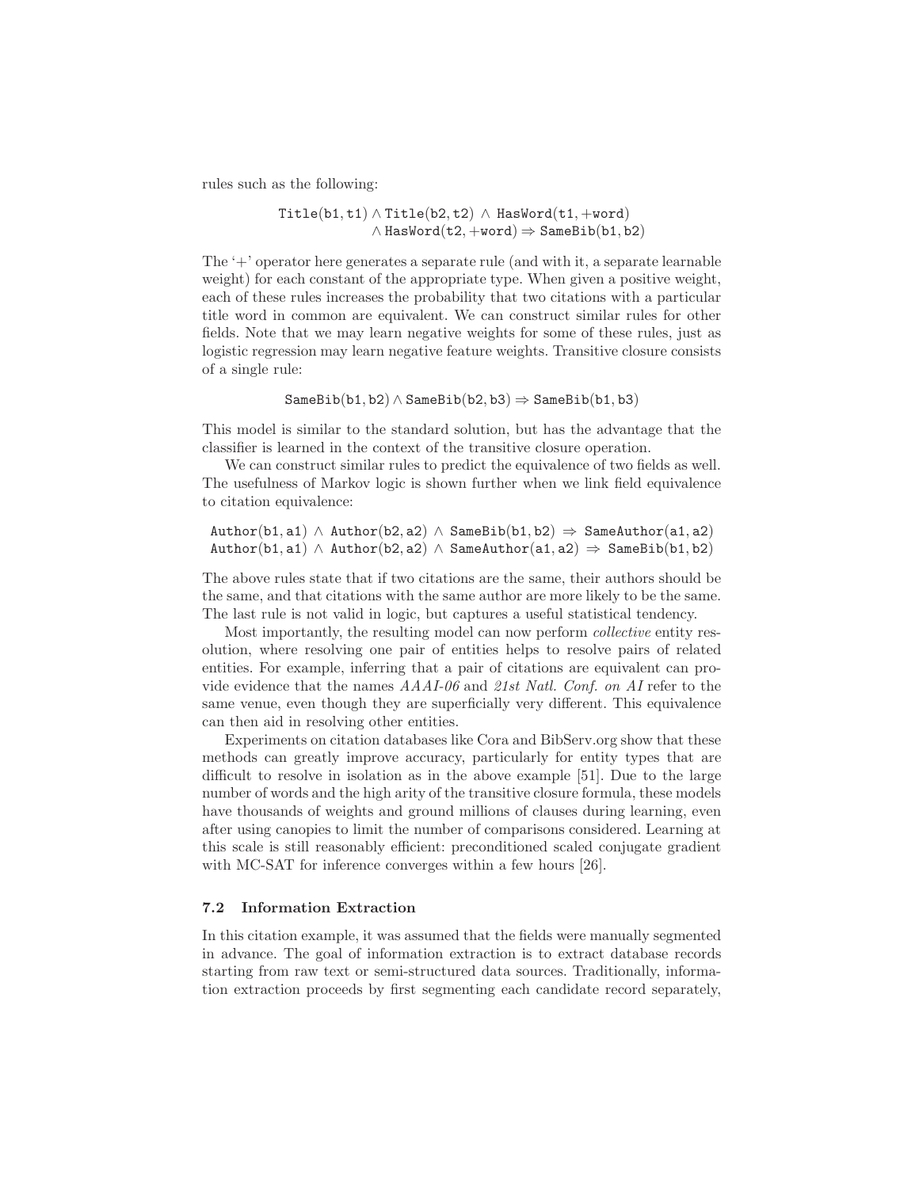rules such as the following:

$$\texttt{Title(b1,t1)} \wedge \texttt{Title(b2,t2)} \wedge \texttt{HasWord(t1,+word)} \\ \wedge \texttt{HasWord(t2,+word)} \Rightarrow \texttt{SameBib(b1,b2)}$$

The '+' operator here generates a separate rule (and with it, a separate learnable weight) for each constant of the appropriate type. When given a positive weight, each of these rules increases the probability that two citations with a particular title word in common are equivalent. We can construct similar rules for other fields. Note that we may learn negative weights for some of these rules, just as logistic regression may learn negative feature weights. Transitive closure consists of a single rule:

$$\texttt{SameBib(b1,b2)} \wedge \texttt{SameBib(b2,b3)} \Rightarrow \texttt{SameBib(b1,b3)}$$

This model is similar to the standard solution, but has the advantage that the classifier is learned in the context of the transitive closure operation.

We can construct similar rules to predict the equivalence of two fields as well. The usefulness of Markov logic is shown further when we link field equivalence to citation equivalence:

$$\texttt{Author(b1,a1)} \wedge \texttt{Author(b2,a2)} \wedge \texttt{SameBib(b1,b2)} \Rightarrow \texttt{SameAuthor(a1,a2)}$$
$$\texttt{Author(b1,a1)} \wedge \texttt{Author(b2,a2)} \wedge \texttt{SameAuthor(a1,a2)} \Rightarrow \texttt{SameBib(b1,b2)}$$

The above rules state that if two citations are the same, their authors should be the same, and that citations with the same author are more likely to be the same. The last rule is not valid in logic, but captures a useful statistical tendency.

Most importantly, the resulting model can now perform *collective* entity resolution, where resolving one pair of entities helps to resolve pairs of related entities. For example, inferring that a pair of citations are equivalent can provide evidence that the names *AAAI-06* and *21st Natl. Conf. on AI* refer to the same venue, even though they are superficially very different. This equivalence can then aid in resolving other entities.

Experiments on citation databases like Cora and BibServ.org show that these methods can greatly improve accuracy, particularly for entity types that are difficult to resolve in isolation as in the above example [51]. Due to the large number of words and the high arity of the transitive closure formula, these models have thousands of weights and ground millions of clauses during learning, even after using canopies to limit the number of comparisons considered. Learning at this scale is still reasonably efficient: preconditioned scaled conjugate gradient with MC-SAT for inference converges within a few hours [26].

### 7.2 Information Extraction

In this citation example, it was assumed that the fields were manually segmented in advance. The goal of information extraction is to extract database records starting from raw text or semi-structured data sources. Traditionally, information extraction proceeds by first segmenting each candidate record separately,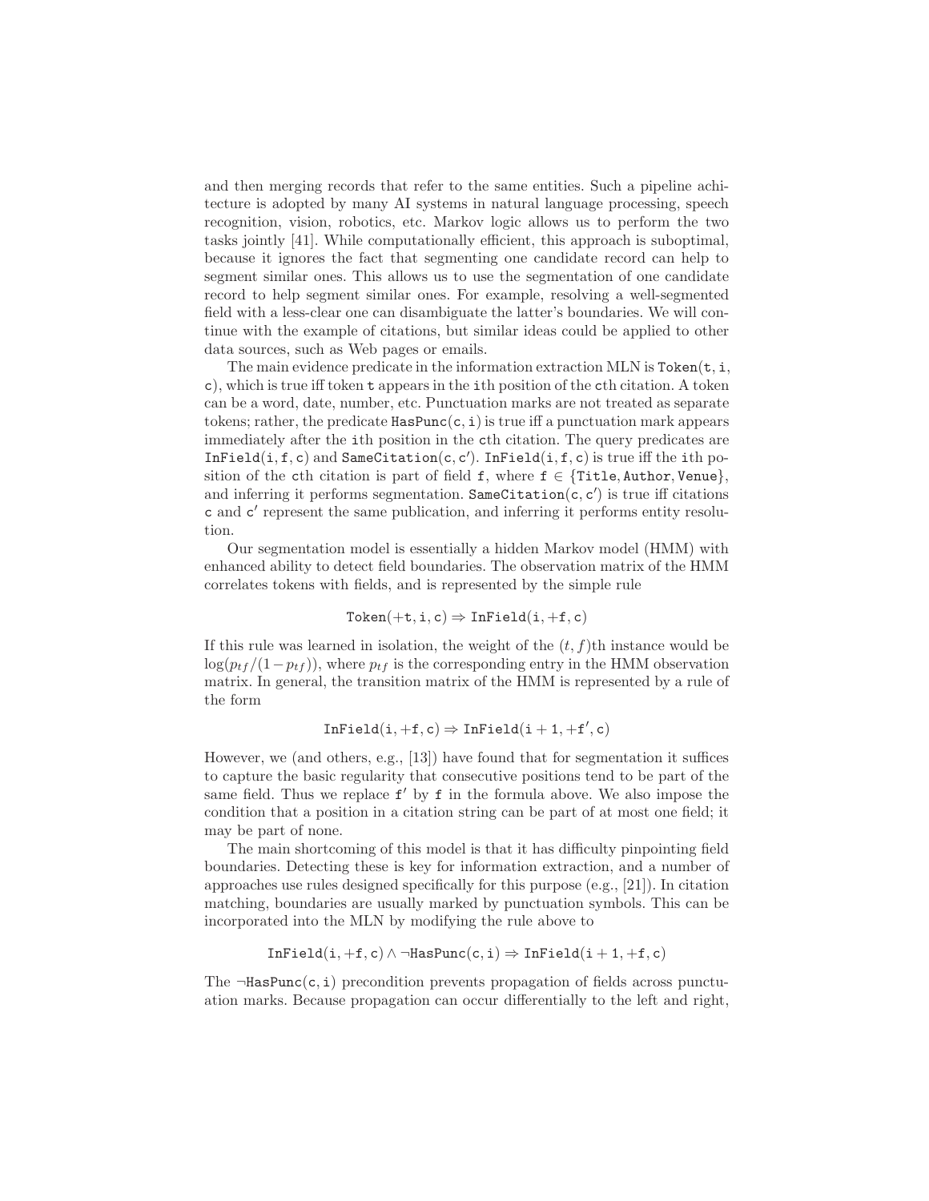and then merging records that refer to the same entities. Such a pipeline achitecture is adopted by many AI systems in natural language processing, speech recognition, vision, robotics, etc. Markov logic allows us to perform the two tasks jointly [41]. While computationally efficient, this approach is suboptimal, because it ignores the fact that segmenting one candidate record can help to segment similar ones. This allows us to use the segmentation of one candidate record to help segment similar ones. For example, resolving a well-segmented field with a less-clear one can disambiguate the latter's boundaries. We will continue with the example of citations, but similar ideas could be applied to other data sources, such as Web pages or emails.

The main evidence predicate in the information extraction MLN is $\texttt{Token}(\texttt{t}, \texttt{i}, \texttt{c})$, which is true iff token $\texttt{t}$ appears in the $\texttt{i}$th position of the $\texttt{c}$th citation. A token can be a word, date, number, etc. Punctuation marks are not treated as separate tokens; rather, the predicate $\texttt{HasPunc}(\texttt{c}, \texttt{i})$ is true iff a punctuation mark appears immediately after the $\texttt{i}$th position in the $\texttt{c}$th citation. The query predicates are $\texttt{InField}(\texttt{i}, \texttt{f}, \texttt{c})$ and $\texttt{SameCitation}(\texttt{c}, \texttt{c}')$. $\texttt{InField}(\texttt{i}, \texttt{f}, \texttt{c})$ is true iff the $\texttt{i}$th position of the $\texttt{c}$th citation is part of field $\texttt{f}$, where $\texttt{f} \in \{\texttt{Title}, \texttt{Author}, \texttt{Venue}\}$, and inferring it performs segmentation. $\texttt{SameCitation}(\texttt{c}, \texttt{c}')$ is true iff citations $\texttt{c}$ and $\texttt{c}'$ represent the same publication, and inferring it performs entity resolution.

Our segmentation model is essentially a hidden Markov model (HMM) with enhanced ability to detect field boundaries. The observation matrix of the HMM correlates tokens with fields, and is represented by the simple rule

$$\texttt{Token}(+\texttt{t}, \texttt{i}, \texttt{c}) \Rightarrow \texttt{InField}(\texttt{i}, +\texttt{f}, \texttt{c})$$

If this rule was learned in isolation, the weight of the $(t, f)$th instance would be $\log(p_{tf}/(1-p_{tf}))$, where $p_{tf}$ is the corresponding entry in the HMM observation matrix. In general, the transition matrix of the HMM is represented by a rule of the form

$$\texttt{InField}(\texttt{i}, +\texttt{f}, \texttt{c}) \Rightarrow \texttt{InField}(\texttt{i}+1, +\texttt{f}', \texttt{c})$$

However, we (and others, e.g., [13]) have found that for segmentation it suffices to capture the basic regularity that consecutive positions tend to be part of the same field. Thus we replace $\texttt{f}'$ by $\texttt{f}$ in the formula above. We also impose the condition that a position in a citation string can be part of at most one field; it may be part of none.

The main shortcoming of this model is that it has difficulty pinpointing field boundaries. Detecting these is key for information extraction, and a number of approaches use rules designed specifically for this purpose (e.g., [21]). In citation matching, boundaries are usually marked by punctuation symbols. This can be incorporated into the MLN by modifying the rule above to

$$\texttt{InField}(\texttt{i}, +\texttt{f}, \texttt{c}) \wedge \neg\texttt{HasPunc}(\texttt{c}, \texttt{i}) \Rightarrow \texttt{InField}(\texttt{i}+1, +\texttt{f}, \texttt{c})$$

The $\neg\texttt{HasPunc}(\texttt{c}, \texttt{i})$ precondition prevents propagation of fields across punctuation marks. Because propagation can occur differentially to the left and right,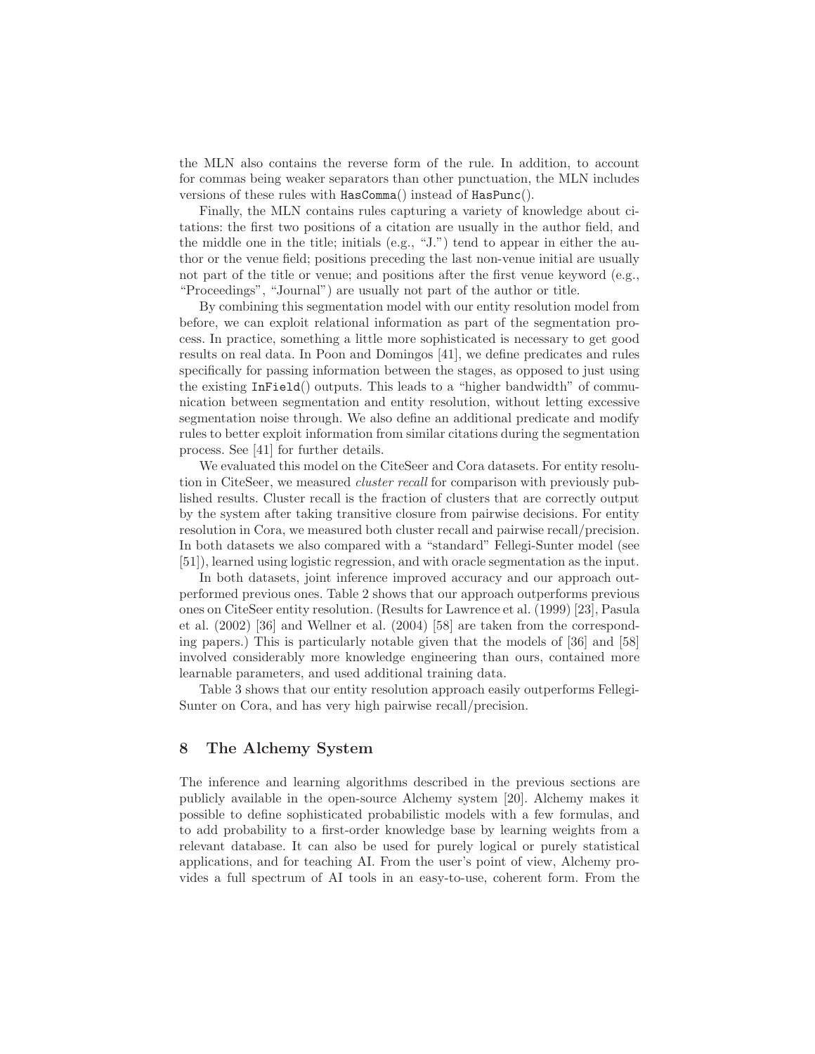the MLN also contains the reverse form of the rule. In addition, to account for commas being weaker separators than other punctuation, the MLN includes versions of these rules with `HasComma()` instead of `HasPunc()`.

Finally, the MLN contains rules capturing a variety of knowledge about citations: the first two positions of a citation are usually in the author field, and the middle one in the title; initials (e.g., "J.") tend to appear in either the author or the venue field; positions preceding the last non-venue initial are usually not part of the title or venue; and positions after the first venue keyword (e.g., "Proceedings", "Journal") are usually not part of the author or title.

By combining this segmentation model with our entity resolution model from before, we can exploit relational information as part of the segmentation process. In practice, something a little more sophisticated is necessary to get good results on real data. In Poon and Domingos [41], we define predicates and rules specifically for passing information between the stages, as opposed to just using the existing `InField()` outputs. This leads to a "higher bandwidth" of communication between segmentation and entity resolution, without letting excessive segmentation noise through. We also define an additional predicate and modify rules to better exploit information from similar citations during the segmentation process. See [41] for further details.

We evaluated this model on the CiteSeer and Cora datasets. For entity resolution in CiteSeer, we measured *cluster recall* for comparison with previously published results. Cluster recall is the fraction of clusters that are correctly output by the system after taking transitive closure from pairwise decisions. For entity resolution in Cora, we measured both cluster recall and pairwise recall/precision. In both datasets we also compared with a "standard" Fellegi-Sunter model (see [51]), learned using logistic regression, and with oracle segmentation as the input.

In both datasets, joint inference improved accuracy and our approach outperformed previous ones. Table 2 shows that our approach outperforms previous ones on CiteSeer entity resolution. (Results for Lawrence et al. (1999) [23], Pasula et al. (2002) [36] and Wellner et al. (2004) [58] are taken from the corresponding papers.) This is particularly notable given that the models of [36] and [58] involved considerably more knowledge engineering than ours, contained more learnable parameters, and used additional training data.

Table 3 shows that our entity resolution approach easily outperforms Fellegi-Sunter on Cora, and has very high pairwise recall/precision.

## 8 The Alchemy System

The inference and learning algorithms described in the previous sections are publicly available in the open-source Alchemy system [20]. Alchemy makes it possible to define sophisticated probabilistic models with a few formulas, and to add probability to a first-order knowledge base by learning weights from a relevant database. It can also be used for purely logical or purely statistical applications, and for teaching AI. From the user's point of view, Alchemy provides a full spectrum of AI tools in an easy-to-use, coherent form. From the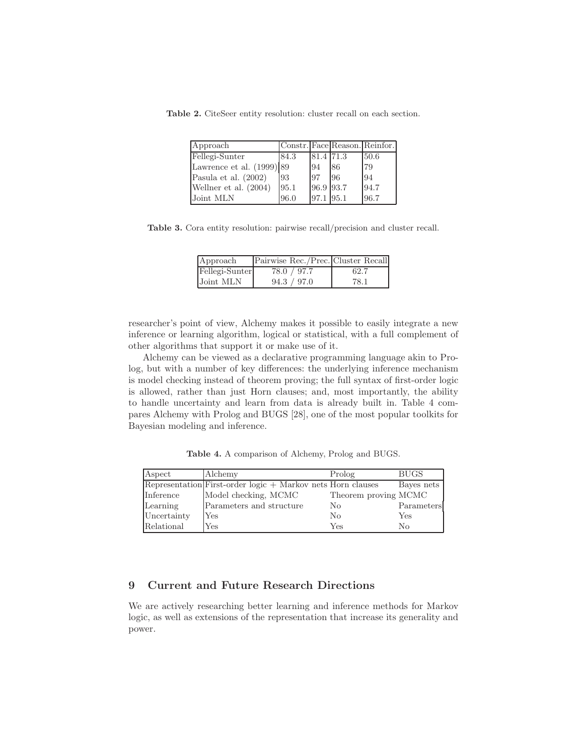**Table 2.** CiteSeer entity resolution: cluster recall on each section.

| Approach | Constr. | Face | Reason. | Reinfor. |
|---|---|---|---|---|
| Fellegi-Sunter | 84.3 | 81.4 | 71.3 | 50.6 |
| Lawrence et al. (1999) | 89 | 94 | 86 | 79 |
| Pasula et al. (2002) | 93 | 97 | 96 | 94 |
| Wellner et al. (2004) | 95.1 | 96.9 | 93.7 | 94.7 |
| Joint MLN | 96.0 | 97.1 | 95.1 | 96.7 |

**Table 3.** Cora entity resolution: pairwise recall/precision and cluster recall.

| Approach | Pairwise Rec./Prec. | Cluster Recall |
|---|---|---|
| Fellegi-Sunter | 78.0 / 97.7 | 62.7 |
| Joint MLN | 94.3 / 97.0 | 78.1 |

researcher's point of view, Alchemy makes it possible to easily integrate a new inference or learning algorithm, logical or statistical, with a full complement of other algorithms that support it or make use of it.

Alchemy can be viewed as a declarative programming language akin to Prolog, but with a number of key differences: the underlying inference mechanism is model checking instead of theorem proving; the full syntax of first-order logic is allowed, rather than just Horn clauses; and, most importantly, the ability to handle uncertainty and learn from data is already built in. Table 4 compares Alchemy with Prolog and BUGS [28], one of the most popular toolkits for Bayesian modeling and inference.

**Table 4.** A comparison of Alchemy, Prolog and BUGS.

| Aspect | Alchemy | Prolog | BUGS |
|---|---|---|---|
| Representation | First-order logic + Markov nets | Horn clauses | Bayes nets |
| Inference | Model checking, MCMC | Theorem proving | MCMC |
| Learning | Parameters and structure | No | Parameters |
| Uncertainty | Yes | No | Yes |
| Relational | Yes | Yes | No |

## 9 Current and Future Research Directions

We are actively researching better learning and inference methods for Markov logic, as well as extensions of the representation that increase its generality and power.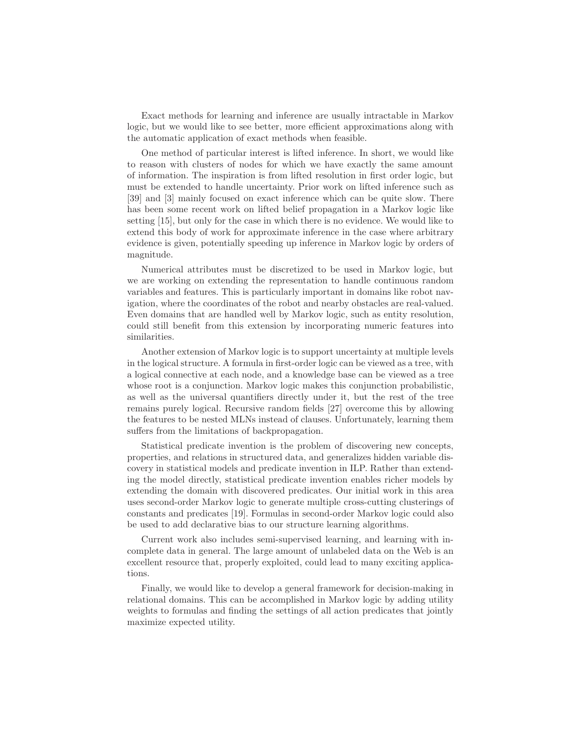Exact methods for learning and inference are usually intractable in Markov logic, but we would like to see better, more efficient approximations along with the automatic application of exact methods when feasible.

One method of particular interest is lifted inference. In short, we would like to reason with clusters of nodes for which we have exactly the same amount of information. The inspiration is from lifted resolution in first order logic, but must be extended to handle uncertainty. Prior work on lifted inference such as [39] and [3] mainly focused on exact inference which can be quite slow. There has been some recent work on lifted belief propagation in a Markov logic like setting [15], but only for the case in which there is no evidence. We would like to extend this body of work for approximate inference in the case where arbitrary evidence is given, potentially speeding up inference in Markov logic by orders of magnitude.

Numerical attributes must be discretized to be used in Markov logic, but we are working on extending the representation to handle continuous random variables and features. This is particularly important in domains like robot navigation, where the coordinates of the robot and nearby obstacles are real-valued. Even domains that are handled well by Markov logic, such as entity resolution, could still benefit from this extension by incorporating numeric features into similarities.

Another extension of Markov logic is to support uncertainty at multiple levels in the logical structure. A formula in first-order logic can be viewed as a tree, with a logical connective at each node, and a knowledge base can be viewed as a tree whose root is a conjunction. Markov logic makes this conjunction probabilistic, as well as the universal quantifiers directly under it, but the rest of the tree remains purely logical. Recursive random fields [27] overcome this by allowing the features to be nested MLNs instead of clauses. Unfortunately, learning them suffers from the limitations of backpropagation.

Statistical predicate invention is the problem of discovering new concepts, properties, and relations in structured data, and generalizes hidden variable discovery in statistical models and predicate invention in ILP. Rather than extending the model directly, statistical predicate invention enables richer models by extending the domain with discovered predicates. Our initial work in this area uses second-order Markov logic to generate multiple cross-cutting clusterings of constants and predicates [19]. Formulas in second-order Markov logic could also be used to add declarative bias to our structure learning algorithms.

Current work also includes semi-supervised learning, and learning with incomplete data in general. The large amount of unlabeled data on the Web is an excellent resource that, properly exploited, could lead to many exciting applications.

Finally, we would like to develop a general framework for decision-making in relational domains. This can be accomplished in Markov logic by adding utility weights to formulas and finding the settings of all action predicates that jointly maximize expected utility.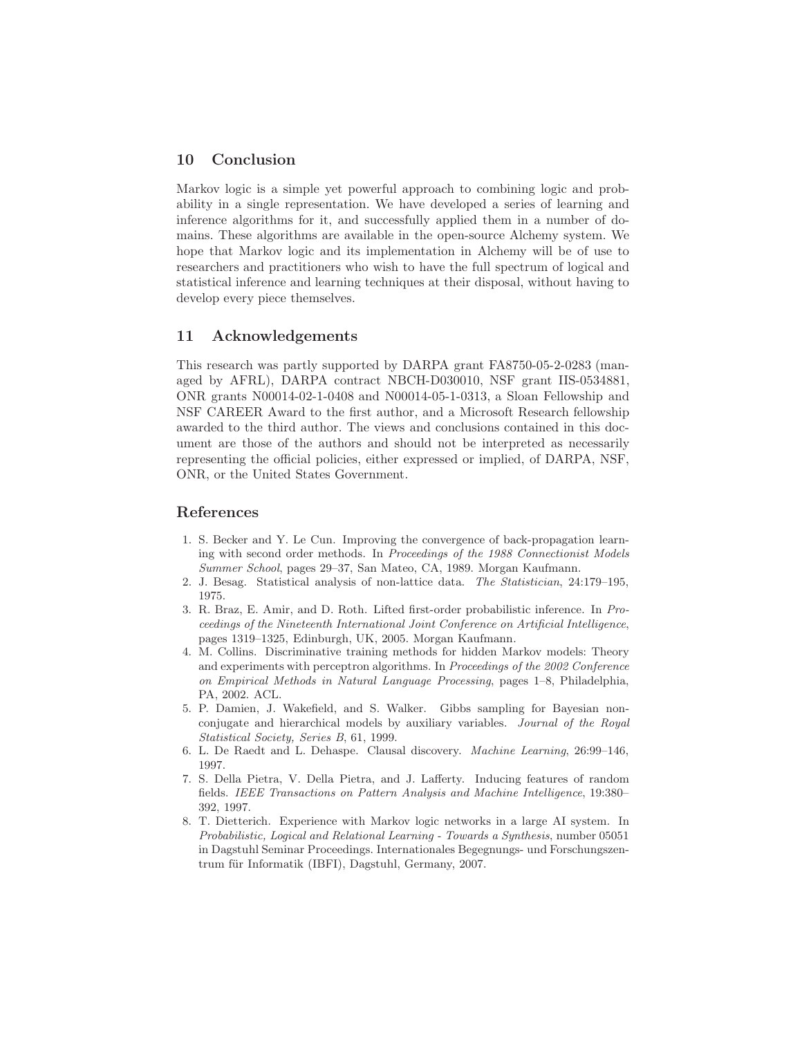## 10 Conclusion

Markov logic is a simple yet powerful approach to combining logic and probability in a single representation. We have developed a series of learning and inference algorithms for it, and successfully applied them in a number of domains. These algorithms are available in the open-source Alchemy system. We hope that Markov logic and its implementation in Alchemy will be of use to researchers and practitioners who wish to have the full spectrum of logical and statistical inference and learning techniques at their disposal, without having to develop every piece themselves.

## 11 Acknowledgements

This research was partly supported by DARPA grant FA8750-05-2-0283 (managed by AFRL), DARPA contract NBCH-D030010, NSF grant IIS-0534881, ONR grants N00014-02-1-0408 and N00014-05-1-0313, a Sloan Fellowship and NSF CAREER Award to the first author, and a Microsoft Research fellowship awarded to the third author. The views and conclusions contained in this document are those of the authors and should not be interpreted as necessarily representing the official policies, either expressed or implied, of DARPA, NSF, ONR, or the United States Government.

## References

1. S. Becker and Y. Le Cun. Improving the convergence of back-propagation learning with second order methods. In *Proceedings of the 1988 Connectionist Models Summer School*, pages 29–37, San Mateo, CA, 1989. Morgan Kaufmann.
2. J. Besag. Statistical analysis of non-lattice data. *The Statistician*, 24:179–195, 1975.
3. R. Braz, E. Amir, and D. Roth. Lifted first-order probabilistic inference. In *Proceedings of the Nineteenth International Joint Conference on Artificial Intelligence*, pages 1319–1325, Edinburgh, UK, 2005. Morgan Kaufmann.
4. M. Collins. Discriminative training methods for hidden Markov models: Theory and experiments with perceptron algorithms. In *Proceedings of the 2002 Conference on Empirical Methods in Natural Language Processing*, pages 1–8, Philadelphia, PA, 2002. ACL.
5. P. Damien, J. Wakefield, and S. Walker. Gibbs sampling for Bayesian non-conjugate and hierarchical models by auxiliary variables. *Journal of the Royal Statistical Society, Series B*, 61, 1999.
6. L. De Raedt and L. Dehaspe. Clausal discovery. *Machine Learning*, 26:99–146, 1997.
7. S. Della Pietra, V. Della Pietra, and J. Lafferty. Inducing features of random fields. *IEEE Transactions on Pattern Analysis and Machine Intelligence*, 19:380–392, 1997.
8. T. Dietterich. Experience with Markov logic networks in a large AI system. In *Probabilistic, Logical and Relational Learning - Towards a Synthesis*, number 05051 in Dagstuhl Seminar Proceedings. Internationales Begegnungs- und Forschungszentrum für Informatik (IBFI), Dagstuhl, Germany, 2007.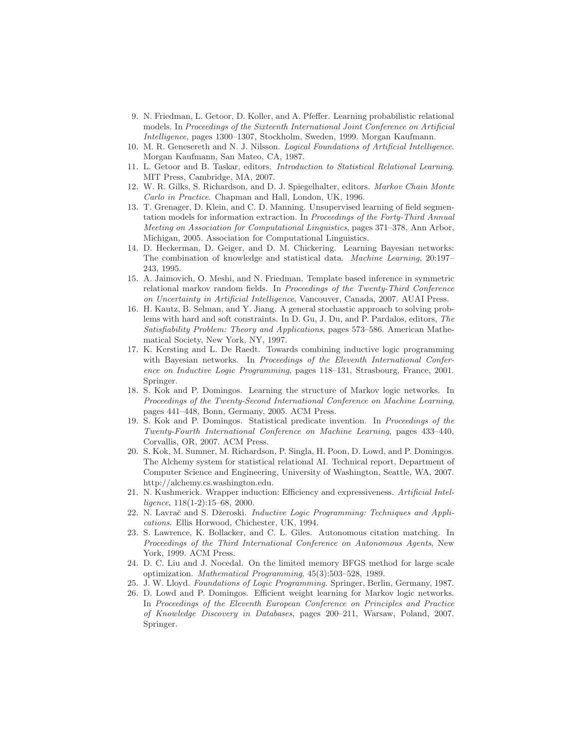9. N. Friedman, L. Getoor, D. Koller, and A. Pfeffer. Learning probabilistic relational models. In *Proceedings of the Sixteenth International Joint Conference on Artificial Intelligence*, pages 1300–1307, Stockholm, Sweden, 1999. Morgan Kaufmann.
10. M. R. Genesereth and N. J. Nilsson. *Logical Foundations of Artificial Intelligence*. Morgan Kaufmann, San Mateo, CA, 1987.
11. L. Getoor and B. Taskar, editors. *Introduction to Statistical Relational Learning*. MIT Press, Cambridge, MA, 2007.
12. W. R. Gilks, S. Richardson, and D. J. Spiegelhalter, editors. *Markov Chain Monte Carlo in Practice*. Chapman and Hall, London, UK, 1996.
13. T. Grenager, D. Klein, and C. D. Manning. Unsupervised learning of field segmentation models for information extraction. In *Proceedings of the Forty-Third Annual Meeting on Association for Computational Linguistics*, pages 371–378, Ann Arbor, Michigan, 2005. Association for Computational Linguistics.
14. D. Heckerman, D. Geiger, and D. M. Chickering. Learning Bayesian networks: The combination of knowledge and statistical data. *Machine Learning*, 20:197–243, 1995.
15. A. Jaimovich, O. Meshi, and N. Friedman. Template based inference in symmetric relational markov random fields. In *Proceedings of the Twenty-Third Conference on Uncertainty in Artificial Intelligence*, Vancouver, Canada, 2007. AUAI Press.
16. H. Kautz, B. Selman, and Y. Jiang. A general stochastic approach to solving problems with hard and soft constraints. In D. Gu, J. Du, and P. Pardalos, editors, *The Satisfiability Problem: Theory and Applications*, pages 573–586. American Mathematical Society, New York, NY, 1997.
17. K. Kersting and L. De Raedt. Towards combining inductive logic programming with Bayesian networks. In *Proceedings of the Eleventh International Conference on Inductive Logic Programming*, pages 118–131, Strasbourg, France, 2001. Springer.
18. S. Kok and P. Domingos. Learning the structure of Markov logic networks. In *Proceedings of the Twenty-Second International Conference on Machine Learning*, pages 441–448, Bonn, Germany, 2005. ACM Press.
19. S. Kok and P. Domingos. Statistical predicate invention. In *Proceedings of the Twenty-Fourth International Conference on Machine Learning*, pages 433–440, Corvallis, OR, 2007. ACM Press.
20. S. Kok, M. Sumner, M. Richardson, P. Singla, H. Poon, D. Lowd, and P. Domingos. The Alchemy system for statistical relational AI. Technical report, Department of Computer Science and Engineering, University of Washington, Seattle, WA, 2007. http://alchemy.cs.washington.edu.
21. N. Kushmerick. Wrapper induction: Efficiency and expressiveness. *Artificial Intelligence*, 118(1-2):15–68, 2000.
22. N. Lavrač and S. Džeroski. *Inductive Logic Programming: Techniques and Applications*. Ellis Horwood, Chichester, UK, 1994.
23. S. Lawrence, K. Bollacker, and C. L. Giles. Autonomous citation matching. In *Proceedings of the Third International Conference on Autonomous Agents*, New York, 1999. ACM Press.
24. D. C. Liu and J. Nocedal. On the limited memory BFGS method for large scale optimization. *Mathematical Programming*, 45(3):503–528, 1989.
25. J. W. Lloyd. *Foundations of Logic Programming*. Springer, Berlin, Germany, 1987.
26. D. Lowd and P. Domingos. Efficient weight learning for Markov logic networks. In *Proceedings of the Eleventh European Conference on Principles and Practice of Knowledge Discovery in Databases*, pages 200–211, Warsaw, Poland, 2007. Springer.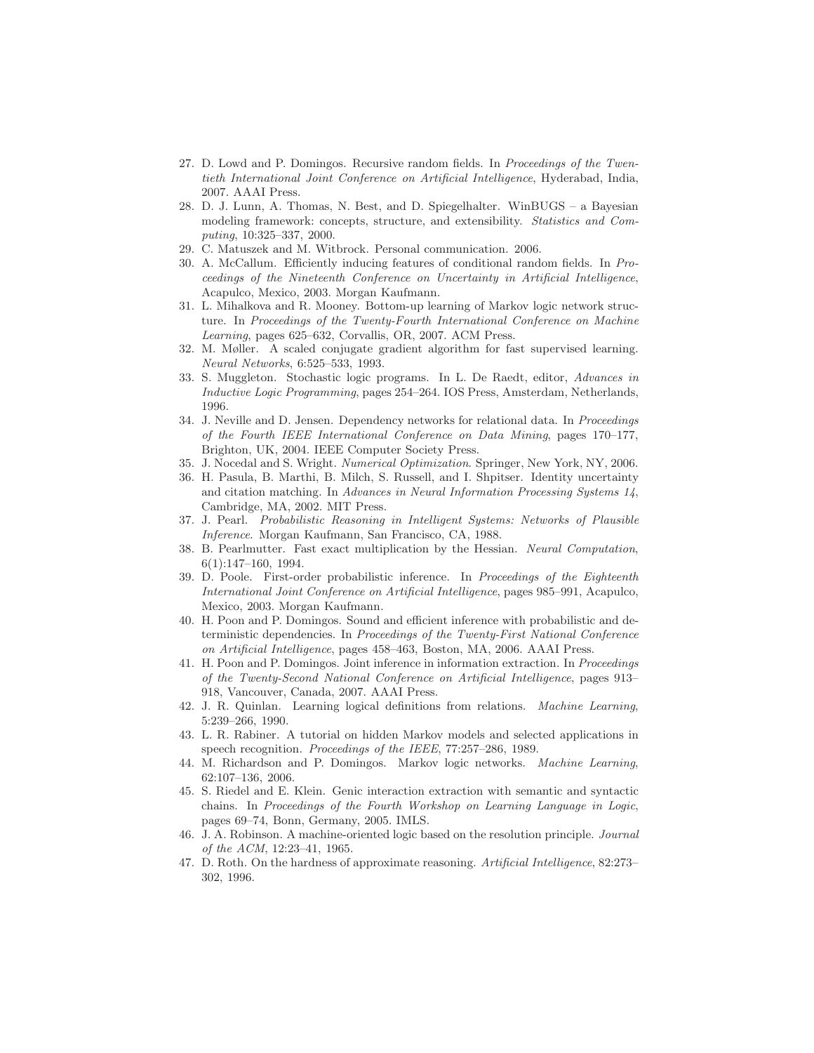27. D. Lowd and P. Domingos. Recursive random fields. In *Proceedings of the Twentieth International Joint Conference on Artificial Intelligence*, Hyderabad, India, 2007. AAAI Press.
28. D. J. Lunn, A. Thomas, N. Best, and D. Spiegelhalter. WinBUGS – a Bayesian modeling framework: concepts, structure, and extensibility. *Statistics and Computing*, 10:325–337, 2000.
29. C. Matuszek and M. Witbrock. Personal communication. 2006.
30. A. McCallum. Efficiently inducing features of conditional random fields. In *Proceedings of the Nineteenth Conference on Uncertainty in Artificial Intelligence*, Acapulco, Mexico, 2003. Morgan Kaufmann.
31. L. Mihalkova and R. Mooney. Bottom-up learning of Markov logic network structure. In *Proceedings of the Twenty-Fourth International Conference on Machine Learning*, pages 625–632, Corvallis, OR, 2007. ACM Press.
32. M. Møller. A scaled conjugate gradient algorithm for fast supervised learning. *Neural Networks*, 6:525–533, 1993.
33. S. Muggleton. Stochastic logic programs. In L. De Raedt, editor, *Advances in Inductive Logic Programming*, pages 254–264. IOS Press, Amsterdam, Netherlands, 1996.
34. J. Neville and D. Jensen. Dependency networks for relational data. In *Proceedings of the Fourth IEEE International Conference on Data Mining*, pages 170–177, Brighton, UK, 2004. IEEE Computer Society Press.
35. J. Nocedal and S. Wright. *Numerical Optimization*. Springer, New York, NY, 2006.
36. H. Pasula, B. Marthi, B. Milch, S. Russell, and I. Shpitser. Identity uncertainty and citation matching. In *Advances in Neural Information Processing Systems 14*, Cambridge, MA, 2002. MIT Press.
37. J. Pearl. *Probabilistic Reasoning in Intelligent Systems: Networks of Plausible Inference*. Morgan Kaufmann, San Francisco, CA, 1988.
38. B. Pearlmutter. Fast exact multiplication by the Hessian. *Neural Computation*, 6(1):147–160, 1994.
39. D. Poole. First-order probabilistic inference. In *Proceedings of the Eighteenth International Joint Conference on Artificial Intelligence*, pages 985–991, Acapulco, Mexico, 2003. Morgan Kaufmann.
40. H. Poon and P. Domingos. Sound and efficient inference with probabilistic and deterministic dependencies. In *Proceedings of the Twenty-First National Conference on Artificial Intelligence*, pages 458–463, Boston, MA, 2006. AAAI Press.
41. H. Poon and P. Domingos. Joint inference in information extraction. In *Proceedings of the Twenty-Second National Conference on Artificial Intelligence*, pages 913–918, Vancouver, Canada, 2007. AAAI Press.
42. J. R. Quinlan. Learning logical definitions from relations. *Machine Learning*, 5:239–266, 1990.
43. L. R. Rabiner. A tutorial on hidden Markov models and selected applications in speech recognition. *Proceedings of the IEEE*, 77:257–286, 1989.
44. M. Richardson and P. Domingos. Markov logic networks. *Machine Learning*, 62:107–136, 2006.
45. S. Riedel and E. Klein. Genic interaction extraction with semantic and syntactic chains. In *Proceedings of the Fourth Workshop on Learning Language in Logic*, pages 69–74, Bonn, Germany, 2005. IMLS.
46. J. A. Robinson. A machine-oriented logic based on the resolution principle. *Journal of the ACM*, 12:23–41, 1965.
47. D. Roth. On the hardness of approximate reasoning. *Artificial Intelligence*, 82:273–302, 1996.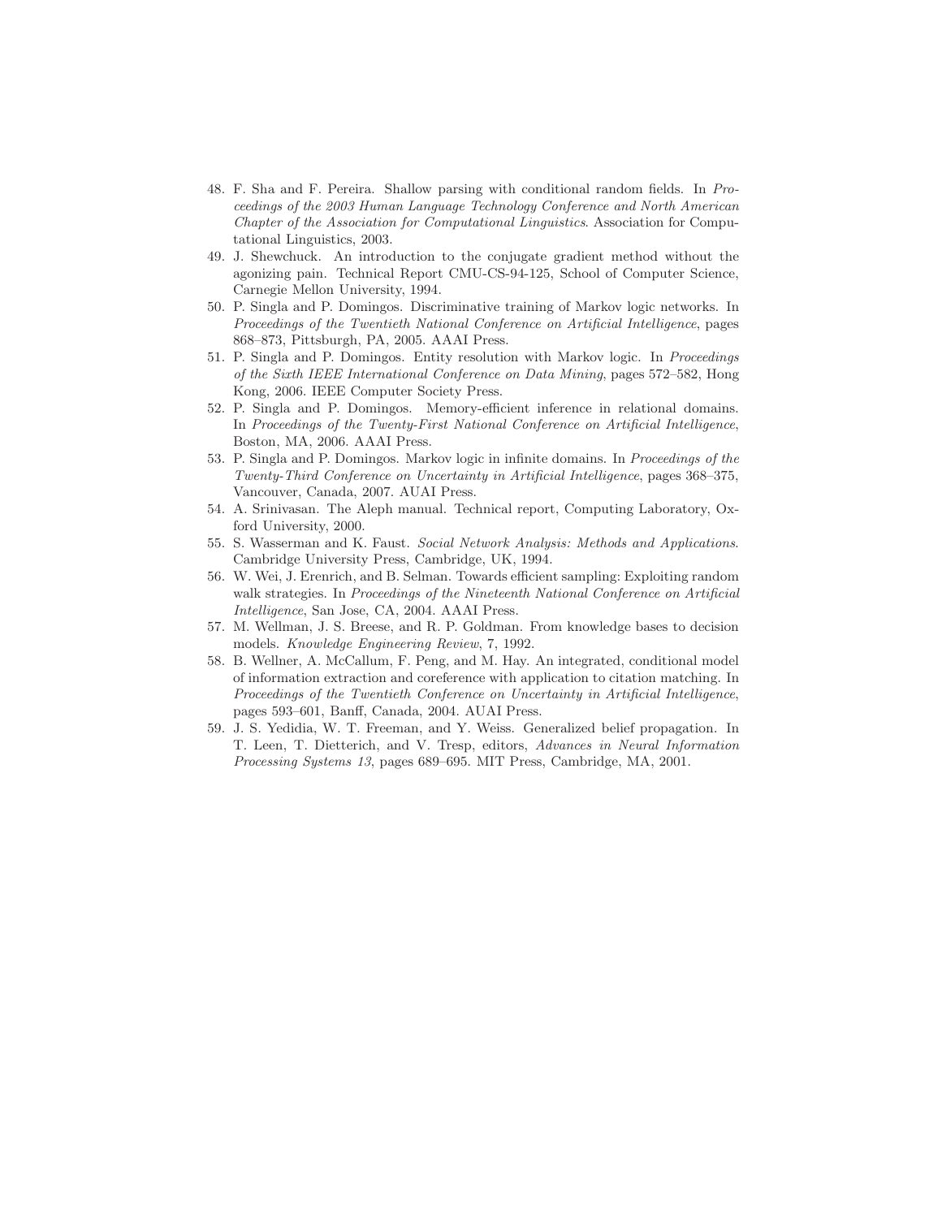48. F. Sha and F. Pereira. Shallow parsing with conditional random fields. In *Proceedings of the 2003 Human Language Technology Conference and North American Chapter of the Association for Computational Linguistics*. Association for Computational Linguistics, 2003.
49. J. Shewchuck. An introduction to the conjugate gradient method without the agonizing pain. Technical Report CMU-CS-94-125, School of Computer Science, Carnegie Mellon University, 1994.
50. P. Singla and P. Domingos. Discriminative training of Markov logic networks. In *Proceedings of the Twentieth National Conference on Artificial Intelligence*, pages 868–873, Pittsburgh, PA, 2005. AAAI Press.
51. P. Singla and P. Domingos. Entity resolution with Markov logic. In *Proceedings of the Sixth IEEE International Conference on Data Mining*, pages 572–582, Hong Kong, 2006. IEEE Computer Society Press.
52. P. Singla and P. Domingos. Memory-efficient inference in relational domains. In *Proceedings of the Twenty-First National Conference on Artificial Intelligence*, Boston, MA, 2006. AAAI Press.
53. P. Singla and P. Domingos. Markov logic in infinite domains. In *Proceedings of the Twenty-Third Conference on Uncertainty in Artificial Intelligence*, pages 368–375, Vancouver, Canada, 2007. AUAI Press.
54. A. Srinivasan. The Aleph manual. Technical report, Computing Laboratory, Oxford University, 2000.
55. S. Wasserman and K. Faust. *Social Network Analysis: Methods and Applications*. Cambridge University Press, Cambridge, UK, 1994.
56. W. Wei, J. Erenrich, and B. Selman. Towards efficient sampling: Exploiting random walk strategies. In *Proceedings of the Nineteenth National Conference on Artificial Intelligence*, San Jose, CA, 2004. AAAI Press.
57. M. Wellman, J. S. Breese, and R. P. Goldman. From knowledge bases to decision models. *Knowledge Engineering Review*, 7, 1992.
58. B. Wellner, A. McCallum, F. Peng, and M. Hay. An integrated, conditional model of information extraction and coreference with application to citation matching. In *Proceedings of the Twentieth Conference on Uncertainty in Artificial Intelligence*, pages 593–601, Banff, Canada, 2004. AUAI Press.
59. J. S. Yedidia, W. T. Freeman, and Y. Weiss. Generalized belief propagation. In T. Leen, T. Dietterich, and V. Tresp, editors, *Advances in Neural Information Processing Systems 13*, pages 689–695. MIT Press, Cambridge, MA, 2001.